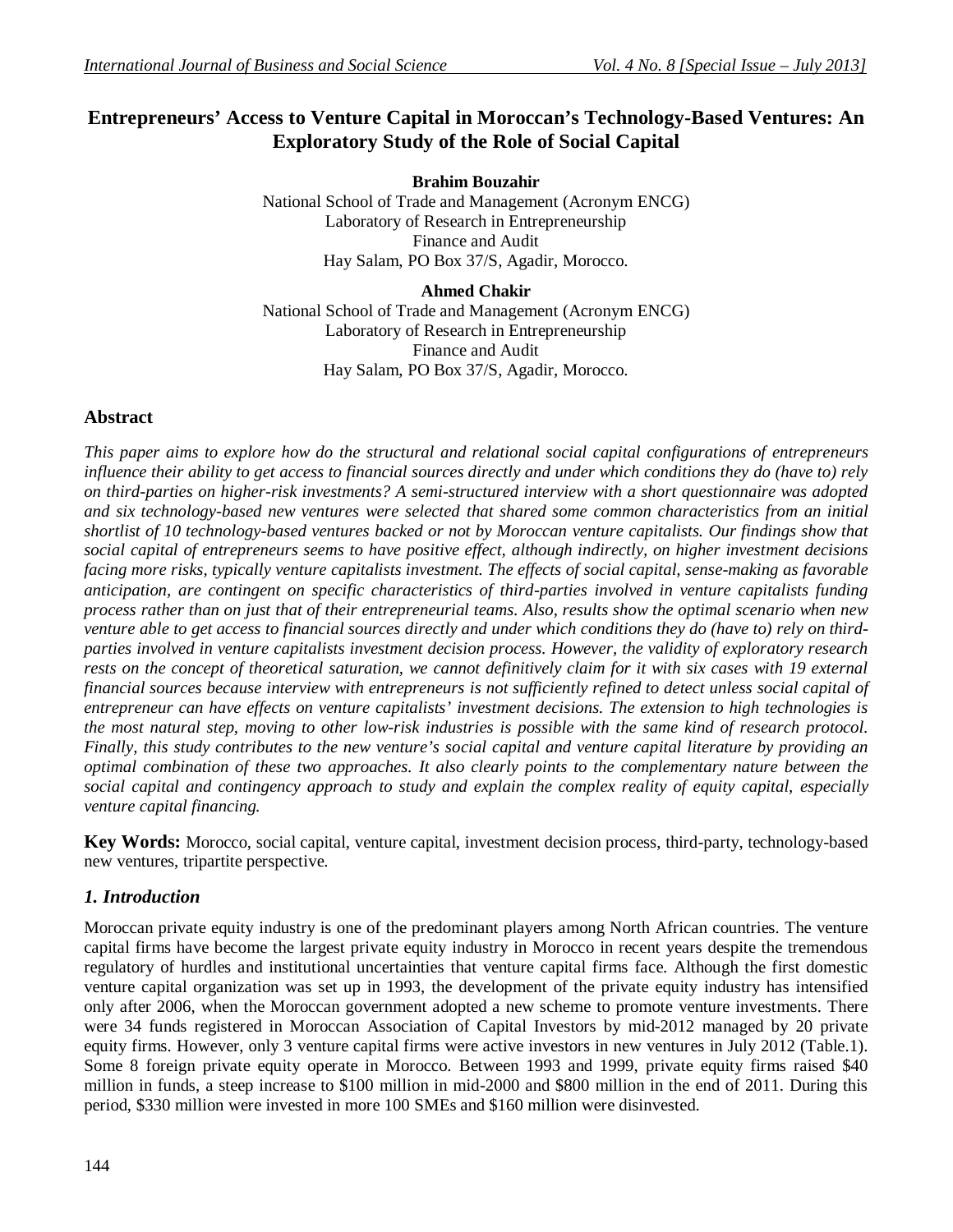# Entrepreneurs' Access to Venture Capital in Moroccan's Technology-Based Ventures: An Exploratory Study of the Role of Social Capital

**Brahim Bouzahir**
National School of Trade and Management (Acronym ENCG)
Laboratory of Research in Entrepreneurship
Finance and Audit
Hay Salam, PO Box 37/S, Agadir, Morocco.

**Ahmed Chakir**
National School of Trade and Management (Acronym ENCG)
Laboratory of Research in Entrepreneurship
Finance and Audit
Hay Salam, PO Box 37/S, Agadir, Morocco.

## Abstract

*This paper aims to explore how do the structural and relational social capital configurations of entrepreneurs influence their ability to get access to financial sources directly and under which conditions they do (have to) rely on third-parties on higher-risk investments? A semi-structured interview with a short questionnaire was adopted and six technology-based new ventures were selected that shared some common characteristics from an initial shortlist of 10 technology-based ventures backed or not by Moroccan venture capitalists. Our findings show that social capital of entrepreneurs seems to have positive effect, although indirectly, on higher investment decisions facing more risks, typically venture capitalists investment. The effects of social capital, sense-making as favorable anticipation, are contingent on specific characteristics of third-parties involved in venture capitalists funding process rather than on just that of their entrepreneurial teams. Also, results show the optimal scenario when new venture able to get access to financial sources directly and under which conditions they do (have to) rely on third-parties involved in venture capitalists investment decision process. However, the validity of exploratory research rests on the concept of theoretical saturation, we cannot definitively claim for it with six cases with 19 external financial sources because interview with entrepreneurs is not sufficiently refined to detect unless social capital of entrepreneur can have effects on venture capitalists' investment decisions. The extension to high technologies is the most natural step, moving to other low-risk industries is possible with the same kind of research protocol. Finally, this study contributes to the new venture's social capital and venture capital literature by providing an optimal combination of these two approaches. It also clearly points to the complementary nature between the social capital and contingency approach to study and explain the complex reality of equity capital, especially venture capital financing.*

**Key Words:** Morocco, social capital, venture capital, investment decision process, third-party, technology-based new ventures, tripartite perspective.

## *1. Introduction*

Moroccan private equity industry is one of the predominant players among North African countries. The venture capital firms have become the largest private equity industry in Morocco in recent years despite the tremendous regulatory of hurdles and institutional uncertainties that venture capital firms face. Although the first domestic venture capital organization was set up in 1993, the development of the private equity industry has intensified only after 2006, when the Moroccan government adopted a new scheme to promote venture investments. There were 34 funds registered in Moroccan Association of Capital Investors by mid-2012 managed by 20 private equity firms. However, only 3 venture capital firms were active investors in new ventures in July 2012 (Table.1). Some 8 foreign private equity operate in Morocco. Between 1993 and 1999, private equity firms raised $40 million in funds, a steep increase to $100 million in mid-2000 and $800 million in the end of 2011. During this period, $330 million were invested in more 100 SMEs and $160 million were disinvested.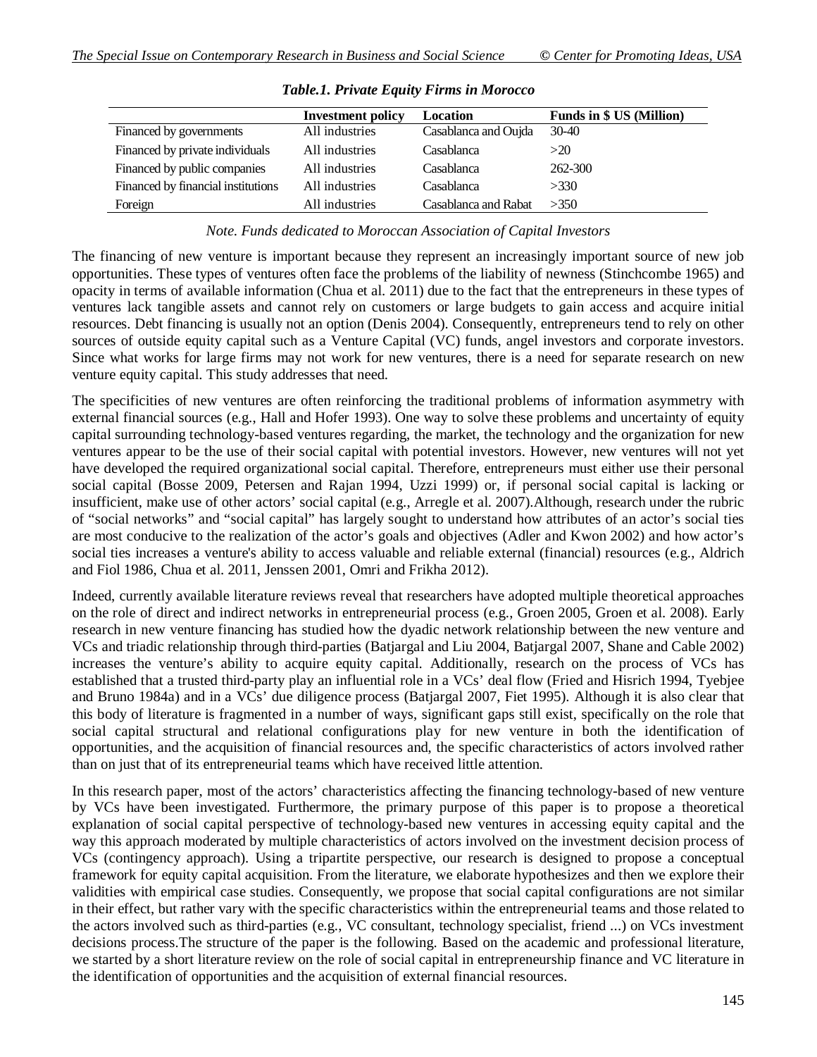***Table.1. Private Equity Firms in Morocco***

| | Investment policy | Location | Funds in $ US (Million) |
|---|---|---|---|
| Financed by governments | All industries | Casablanca and Oujda | 30-40 |
| Financed by private individuals | All industries | Casablanca | >20 |
| Financed by public companies | All industries | Casablanca | 262-300 |
| Financed by financial institutions | All industries | Casablanca | >330 |
| Foreign | All industries | Casablanca and Rabat | >350 |

*Note. Funds dedicated to Moroccan Association of Capital Investors*

The financing of new venture is important because they represent an increasingly important source of new job opportunities. These types of ventures often face the problems of the liability of newness (Stinchcombe 1965) and opacity in terms of available information (Chua et al. 2011) due to the fact that the entrepreneurs in these types of ventures lack tangible assets and cannot rely on customers or large budgets to gain access and acquire initial resources. Debt financing is usually not an option (Denis 2004). Consequently, entrepreneurs tend to rely on other sources of outside equity capital such as a Venture Capital (VC) funds, angel investors and corporate investors. Since what works for large firms may not work for new ventures, there is a need for separate research on new venture equity capital. This study addresses that need.

The specificities of new ventures are often reinforcing the traditional problems of information asymmetry with external financial sources (e.g., Hall and Hofer 1993). One way to solve these problems and uncertainty of equity capital surrounding technology-based ventures regarding, the market, the technology and the organization for new ventures appear to be the use of their social capital with potential investors. However, new ventures will not yet have developed the required organizational social capital. Therefore, entrepreneurs must either use their personal social capital (Bosse 2009, Petersen and Rajan 1994, Uzzi 1999) or, if personal social capital is lacking or insufficient, make use of other actors' social capital (e.g., Arregle et al. 2007).Although, research under the rubric of "social networks" and "social capital" has largely sought to understand how attributes of an actor's social ties are most conducive to the realization of the actor's goals and objectives (Adler and Kwon 2002) and how actor's social ties increases a venture's ability to access valuable and reliable external (financial) resources (e.g., Aldrich and Fiol 1986, Chua et al. 2011, Jenssen 2001, Omri and Frikha 2012).

Indeed, currently available literature reviews reveal that researchers have adopted multiple theoretical approaches on the role of direct and indirect networks in entrepreneurial process (e.g., Groen 2005, Groen et al. 2008). Early research in new venture financing has studied how the dyadic network relationship between the new venture and VCs and triadic relationship through third-parties (Batjargal and Liu 2004, Batjargal 2007, Shane and Cable 2002) increases the venture's ability to acquire equity capital. Additionally, research on the process of VCs has established that a trusted third-party play an influential role in a VCs' deal flow (Fried and Hisrich 1994, Tyebjee and Bruno 1984a) and in a VCs' due diligence process (Batjargal 2007, Fiet 1995). Although it is also clear that this body of literature is fragmented in a number of ways, significant gaps still exist, specifically on the role that social capital structural and relational configurations play for new venture in both the identification of opportunities, and the acquisition of financial resources and, the specific characteristics of actors involved rather than on just that of its entrepreneurial teams which have received little attention.

In this research paper, most of the actors' characteristics affecting the financing technology-based of new venture by VCs have been investigated. Furthermore, the primary purpose of this paper is to propose a theoretical explanation of social capital perspective of technology-based new ventures in accessing equity capital and the way this approach moderated by multiple characteristics of actors involved on the investment decision process of VCs (contingency approach). Using a tripartite perspective, our research is designed to propose a conceptual framework for equity capital acquisition. From the literature, we elaborate hypothesizes and then we explore their validities with empirical case studies. Consequently, we propose that social capital configurations are not similar in their effect, but rather vary with the specific characteristics within the entrepreneurial teams and those related to the actors involved such as third-parties (e.g., VC consultant, technology specialist, friend ...) on VCs investment decisions process.The structure of the paper is the following. Based on the academic and professional literature, we started by a short literature review on the role of social capital in entrepreneurship finance and VC literature in the identification of opportunities and the acquisition of external financial resources.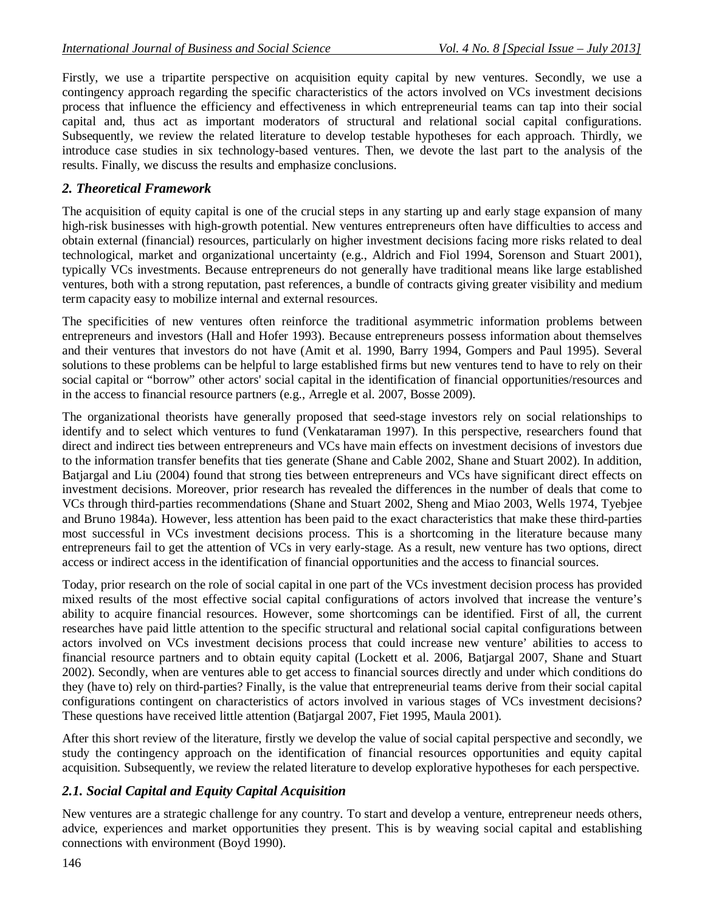Firstly, we use a tripartite perspective on acquisition equity capital by new ventures. Secondly, we use a contingency approach regarding the specific characteristics of the actors involved on VCs investment decisions process that influence the efficiency and effectiveness in which entrepreneurial teams can tap into their social capital and, thus act as important moderators of structural and relational social capital configurations. Subsequently, we review the related literature to develop testable hypotheses for each approach. Thirdly, we introduce case studies in six technology-based ventures. Then, we devote the last part to the analysis of the results. Finally, we discuss the results and emphasize conclusions.

## 2. Theoretical Framework

The acquisition of equity capital is one of the crucial steps in any starting up and early stage expansion of many high-risk businesses with high-growth potential. New ventures entrepreneurs often have difficulties to access and obtain external (financial) resources, particularly on higher investment decisions facing more risks related to deal technological, market and organizational uncertainty (e.g., Aldrich and Fiol 1994, Sorenson and Stuart 2001), typically VCs investments. Because entrepreneurs do not generally have traditional means like large established ventures, both with a strong reputation, past references, a bundle of contracts giving greater visibility and medium term capacity easy to mobilize internal and external resources.

The specificities of new ventures often reinforce the traditional asymmetric information problems between entrepreneurs and investors (Hall and Hofer 1993). Because entrepreneurs possess information about themselves and their ventures that investors do not have (Amit et al. 1990, Barry 1994, Gompers and Paul 1995). Several solutions to these problems can be helpful to large established firms but new ventures tend to have to rely on their social capital or "borrow" other actors' social capital in the identification of financial opportunities/resources and in the access to financial resource partners (e.g., Arregle et al. 2007, Bosse 2009).

The organizational theorists have generally proposed that seed-stage investors rely on social relationships to identify and to select which ventures to fund (Venkataraman 1997). In this perspective, researchers found that direct and indirect ties between entrepreneurs and VCs have main effects on investment decisions of investors due to the information transfer benefits that ties generate (Shane and Cable 2002, Shane and Stuart 2002). In addition, Batjargal and Liu (2004) found that strong ties between entrepreneurs and VCs have significant direct effects on investment decisions. Moreover, prior research has revealed the differences in the number of deals that come to VCs through third-parties recommendations (Shane and Stuart 2002, Sheng and Miao 2003, Wells 1974, Tyebjee and Bruno 1984a). However, less attention has been paid to the exact characteristics that make these third-parties most successful in VCs investment decisions process. This is a shortcoming in the literature because many entrepreneurs fail to get the attention of VCs in very early-stage. As a result, new venture has two options, direct access or indirect access in the identification of financial opportunities and the access to financial sources.

Today, prior research on the role of social capital in one part of the VCs investment decision process has provided mixed results of the most effective social capital configurations of actors involved that increase the venture's ability to acquire financial resources. However, some shortcomings can be identified. First of all, the current researches have paid little attention to the specific structural and relational social capital configurations between actors involved on VCs investment decisions process that could increase new venture' abilities to access to financial resource partners and to obtain equity capital (Lockett et al. 2006, Batjargal 2007, Shane and Stuart 2002). Secondly, when are ventures able to get access to financial sources directly and under which conditions do they (have to) rely on third-parties? Finally, is the value that entrepreneurial teams derive from their social capital configurations contingent on characteristics of actors involved in various stages of VCs investment decisions? These questions have received little attention (Batjargal 2007, Fiet 1995, Maula 2001).

After this short review of the literature, firstly we develop the value of social capital perspective and secondly, we study the contingency approach on the identification of financial resources opportunities and equity capital acquisition. Subsequently, we review the related literature to develop explorative hypotheses for each perspective.

### 2.1. Social Capital and Equity Capital Acquisition

New ventures are a strategic challenge for any country. To start and develop a venture, entrepreneur needs others, advice, experiences and market opportunities they present. This is by weaving social capital and establishing connections with environment (Boyd 1990).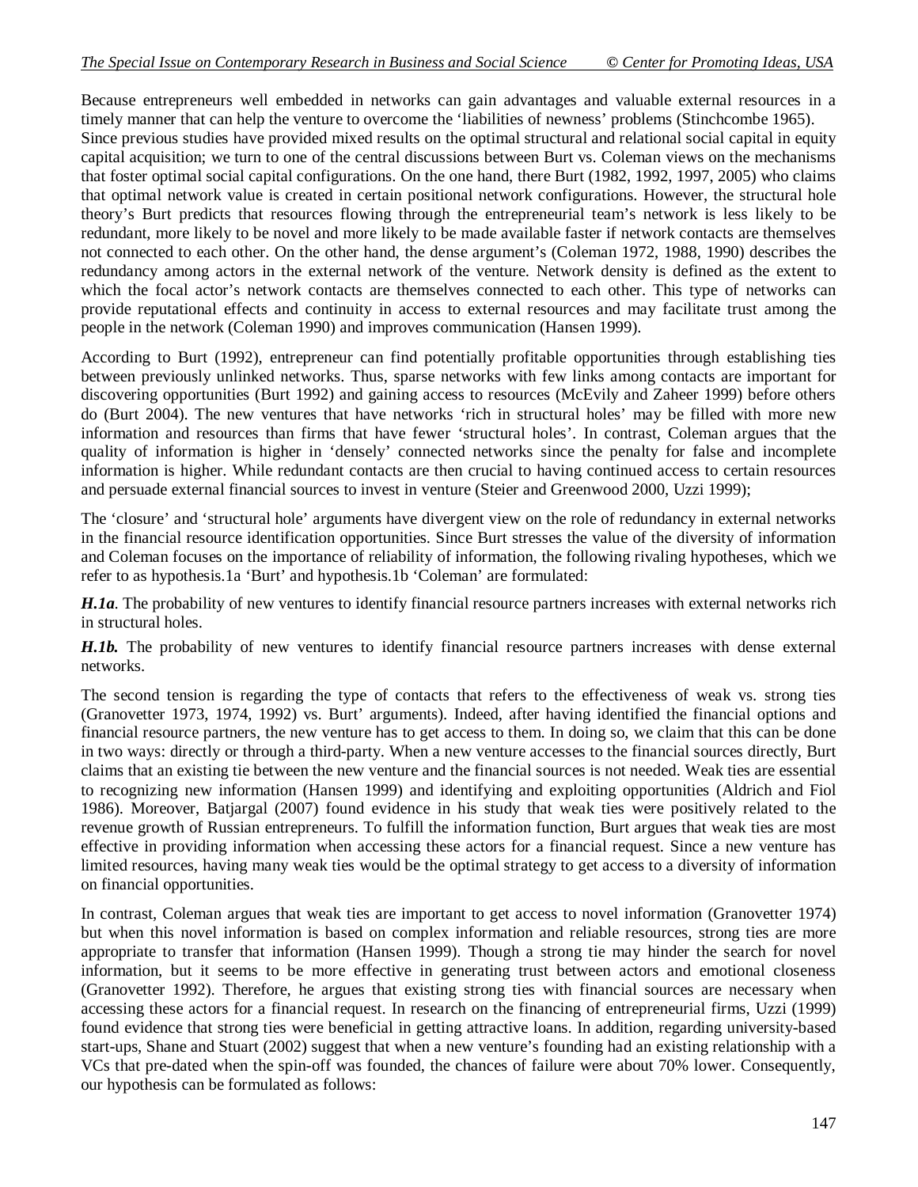Because entrepreneurs well embedded in networks can gain advantages and valuable external resources in a timely manner that can help the venture to overcome the 'liabilities of newness' problems (Stinchcombe 1965). Since previous studies have provided mixed results on the optimal structural and relational social capital in equity capital acquisition; we turn to one of the central discussions between Burt vs. Coleman views on the mechanisms that foster optimal social capital configurations. On the one hand, there Burt (1982, 1992, 1997, 2005) who claims that optimal network value is created in certain positional network configurations. However, the structural hole theory's Burt predicts that resources flowing through the entrepreneurial team's network is less likely to be redundant, more likely to be novel and more likely to be made available faster if network contacts are themselves not connected to each other. On the other hand, the dense argument's (Coleman 1972, 1988, 1990) describes the redundancy among actors in the external network of the venture. Network density is defined as the extent to which the focal actor's network contacts are themselves connected to each other. This type of networks can provide reputational effects and continuity in access to external resources and may facilitate trust among the people in the network (Coleman 1990) and improves communication (Hansen 1999).

According to Burt (1992), entrepreneur can find potentially profitable opportunities through establishing ties between previously unlinked networks. Thus, sparse networks with few links among contacts are important for discovering opportunities (Burt 1992) and gaining access to resources (McEvily and Zaheer 1999) before others do (Burt 2004). The new ventures that have networks 'rich in structural holes' may be filled with more new information and resources than firms that have fewer 'structural holes'. In contrast, Coleman argues that the quality of information is higher in 'densely' connected networks since the penalty for false and incomplete information is higher. While redundant contacts are then crucial to having continued access to certain resources and persuade external financial sources to invest in venture (Steier and Greenwood 2000, Uzzi 1999);

The 'closure' and 'structural hole' arguments have divergent view on the role of redundancy in external networks in the financial resource identification opportunities. Since Burt stresses the value of the diversity of information and Coleman focuses on the importance of reliability of information, the following rivaling hypotheses, which we refer to as hypothesis.1a 'Burt' and hypothesis.1b 'Coleman' are formulated:

***H.1a***. The probability of new ventures to identify financial resource partners increases with external networks rich in structural holes.

***H.1b.*** The probability of new ventures to identify financial resource partners increases with dense external networks.

The second tension is regarding the type of contacts that refers to the effectiveness of weak vs. strong ties (Granovetter 1973, 1974, 1992) vs. Burt' arguments). Indeed, after having identified the financial options and financial resource partners, the new venture has to get access to them. In doing so, we claim that this can be done in two ways: directly or through a third-party. When a new venture accesses to the financial sources directly, Burt claims that an existing tie between the new venture and the financial sources is not needed. Weak ties are essential to recognizing new information (Hansen 1999) and identifying and exploiting opportunities (Aldrich and Fiol 1986). Moreover, Batjargal (2007) found evidence in his study that weak ties were positively related to the revenue growth of Russian entrepreneurs. To fulfill the information function, Burt argues that weak ties are most effective in providing information when accessing these actors for a financial request. Since a new venture has limited resources, having many weak ties would be the optimal strategy to get access to a diversity of information on financial opportunities.

In contrast, Coleman argues that weak ties are important to get access to novel information (Granovetter 1974) but when this novel information is based on complex information and reliable resources, strong ties are more appropriate to transfer that information (Hansen 1999). Though a strong tie may hinder the search for novel information, but it seems to be more effective in generating trust between actors and emotional closeness (Granovetter 1992). Therefore, he argues that existing strong ties with financial sources are necessary when accessing these actors for a financial request. In research on the financing of entrepreneurial firms, Uzzi (1999) found evidence that strong ties were beneficial in getting attractive loans. In addition, regarding university-based start-ups, Shane and Stuart (2002) suggest that when a new venture's founding had an existing relationship with a VCs that pre-dated when the spin-off was founded, the chances of failure were about 70% lower. Consequently, our hypothesis can be formulated as follows: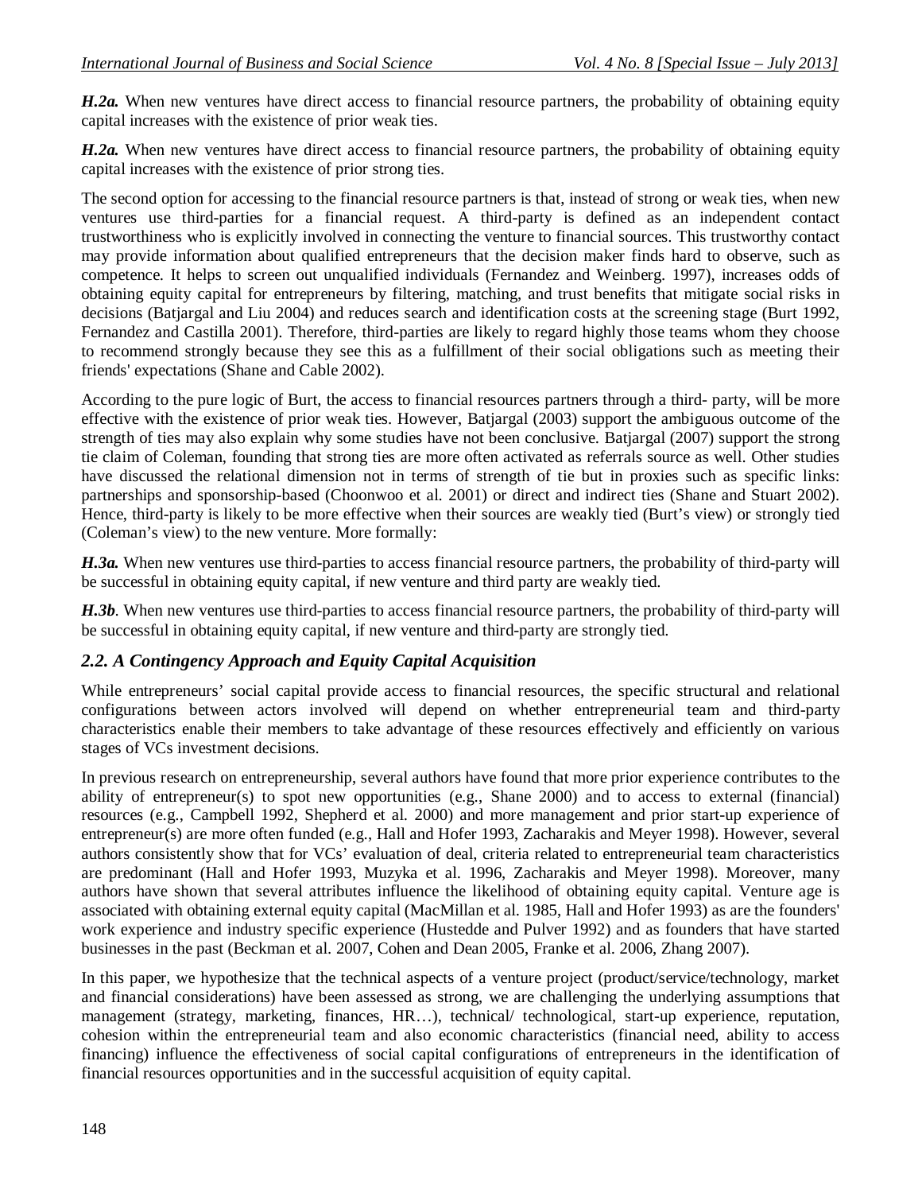***H.2a.*** When new ventures have direct access to financial resource partners, the probability of obtaining equity capital increases with the existence of prior weak ties.

***H.2a.*** When new ventures have direct access to financial resource partners, the probability of obtaining equity capital increases with the existence of prior strong ties.

The second option for accessing to the financial resource partners is that, instead of strong or weak ties, when new ventures use third-parties for a financial request. A third-party is defined as an independent contact trustworthiness who is explicitly involved in connecting the venture to financial sources. This trustworthy contact may provide information about qualified entrepreneurs that the decision maker finds hard to observe, such as competence. It helps to screen out unqualified individuals (Fernandez and Weinberg. 1997), increases odds of obtaining equity capital for entrepreneurs by filtering, matching, and trust benefits that mitigate social risks in decisions (Batjargal and Liu 2004) and reduces search and identification costs at the screening stage (Burt 1992, Fernandez and Castilla 2001). Therefore, third-parties are likely to regard highly those teams whom they choose to recommend strongly because they see this as a fulfillment of their social obligations such as meeting their friends' expectations (Shane and Cable 2002).

According to the pure logic of Burt, the access to financial resources partners through a third- party, will be more effective with the existence of prior weak ties. However, Batjargal (2003) support the ambiguous outcome of the strength of ties may also explain why some studies have not been conclusive. Batjargal (2007) support the strong tie claim of Coleman, founding that strong ties are more often activated as referrals source as well. Other studies have discussed the relational dimension not in terms of strength of tie but in proxies such as specific links: partnerships and sponsorship-based (Choonwoo et al. 2001) or direct and indirect ties (Shane and Stuart 2002). Hence, third-party is likely to be more effective when their sources are weakly tied (Burt's view) or strongly tied (Coleman's view) to the new venture. More formally:

***H.3a.*** When new ventures use third-parties to access financial resource partners, the probability of third-party will be successful in obtaining equity capital, if new venture and third party are weakly tied.

***H.3b***. When new ventures use third-parties to access financial resource partners, the probability of third-party will be successful in obtaining equity capital, if new venture and third-party are strongly tied.

### *2.2. A Contingency Approach and Equity Capital Acquisition*

While entrepreneurs' social capital provide access to financial resources, the specific structural and relational configurations between actors involved will depend on whether entrepreneurial team and third-party characteristics enable their members to take advantage of these resources effectively and efficiently on various stages of VCs investment decisions.

In previous research on entrepreneurship, several authors have found that more prior experience contributes to the ability of entrepreneur(s) to spot new opportunities (e.g., Shane 2000) and to access to external (financial) resources (e.g., Campbell 1992, Shepherd et al. 2000) and more management and prior start-up experience of entrepreneur(s) are more often funded (e.g., Hall and Hofer 1993, Zacharakis and Meyer 1998). However, several authors consistently show that for VCs' evaluation of deal, criteria related to entrepreneurial team characteristics are predominant (Hall and Hofer 1993, Muzyka et al. 1996, Zacharakis and Meyer 1998). Moreover, many authors have shown that several attributes influence the likelihood of obtaining equity capital. Venture age is associated with obtaining external equity capital (MacMillan et al. 1985, Hall and Hofer 1993) as are the founders' work experience and industry specific experience (Hustedde and Pulver 1992) and as founders that have started businesses in the past (Beckman et al. 2007, Cohen and Dean 2005, Franke et al. 2006, Zhang 2007).

In this paper, we hypothesize that the technical aspects of a venture project (product/service/technology, market and financial considerations) have been assessed as strong, we are challenging the underlying assumptions that management (strategy, marketing, finances, HR…), technical/ technological, start-up experience, reputation, cohesion within the entrepreneurial team and also economic characteristics (financial need, ability to access financing) influence the effectiveness of social capital configurations of entrepreneurs in the identification of financial resources opportunities and in the successful acquisition of equity capital.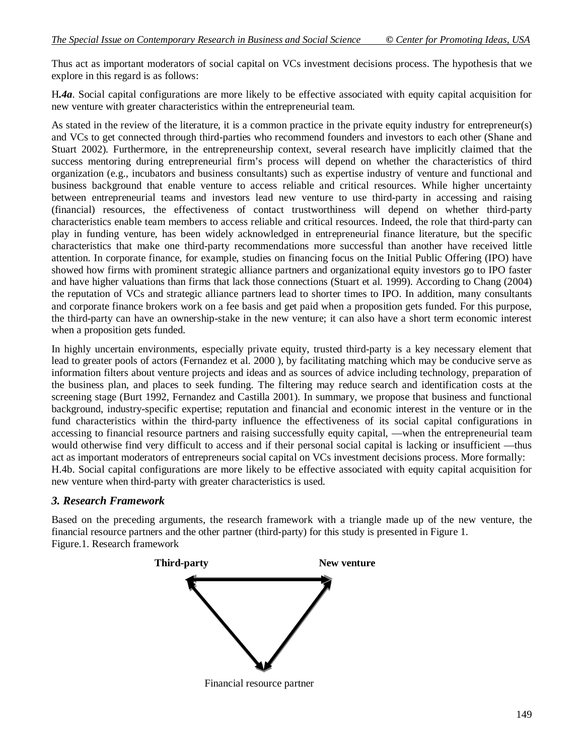Thus act as important moderators of social capital on VCs investment decisions process. The hypothesis that we explore in this regard is as follows:

H*.4a*. Social capital configurations are more likely to be effective associated with equity capital acquisition for new venture with greater characteristics within the entrepreneurial team.

As stated in the review of the literature, it is a common practice in the private equity industry for entrepreneur(s) and VCs to get connected through third-parties who recommend founders and investors to each other (Shane and Stuart 2002). Furthermore, in the entrepreneurship context, several research have implicitly claimed that the success mentoring during entrepreneurial firm's process will depend on whether the characteristics of third organization (e.g., incubators and business consultants) such as expertise industry of venture and functional and business background that enable venture to access reliable and critical resources. While higher uncertainty between entrepreneurial teams and investors lead new venture to use third-party in accessing and raising (financial) resources, the effectiveness of contact trustworthiness will depend on whether third-party characteristics enable team members to access reliable and critical resources. Indeed, the role that third-party can play in funding venture, has been widely acknowledged in entrepreneurial finance literature, but the specific characteristics that make one third-party recommendations more successful than another have received little attention. In corporate finance, for example, studies on financing focus on the Initial Public Offering (IPO) have showed how firms with prominent strategic alliance partners and organizational equity investors go to IPO faster and have higher valuations than firms that lack those connections (Stuart et al. 1999). According to Chang (2004) the reputation of VCs and strategic alliance partners lead to shorter times to IPO. In addition, many consultants and corporate finance brokers work on a fee basis and get paid when a proposition gets funded. For this purpose, the third-party can have an ownership-stake in the new venture; it can also have a short term economic interest when a proposition gets funded.

In highly uncertain environments, especially private equity, trusted third-party is a key necessary element that lead to greater pools of actors (Fernandez et al. 2000 ), by facilitating matching which may be conducive serve as information filters about venture projects and ideas and as sources of advice including technology, preparation of the business plan, and places to seek funding. The filtering may reduce search and identification costs at the screening stage (Burt 1992, Fernandez and Castilla 2001). In summary, we propose that business and functional background, industry-specific expertise; reputation and financial and economic interest in the venture or in the fund characteristics within the third-party influence the effectiveness of its social capital configurations in accessing to financial resource partners and raising successfully equity capital, —when the entrepreneurial team would otherwise find very difficult to access and if their personal social capital is lacking or insufficient —thus act as important moderators of entrepreneurs social capital on VCs investment decisions process. More formally:
H.4b. Social capital configurations are more likely to be effective associated with equity capital acquisition for new venture when third-party with greater characteristics is used.

### *3. Research Framework*

Based on the preceding arguments, the research framework with a triangle made up of the new venture, the financial resource partners and the other partner (third-party) for this study is presented in Figure 1.
Figure.1. Research framework

**Third-party** **New venture**

Financial resource partner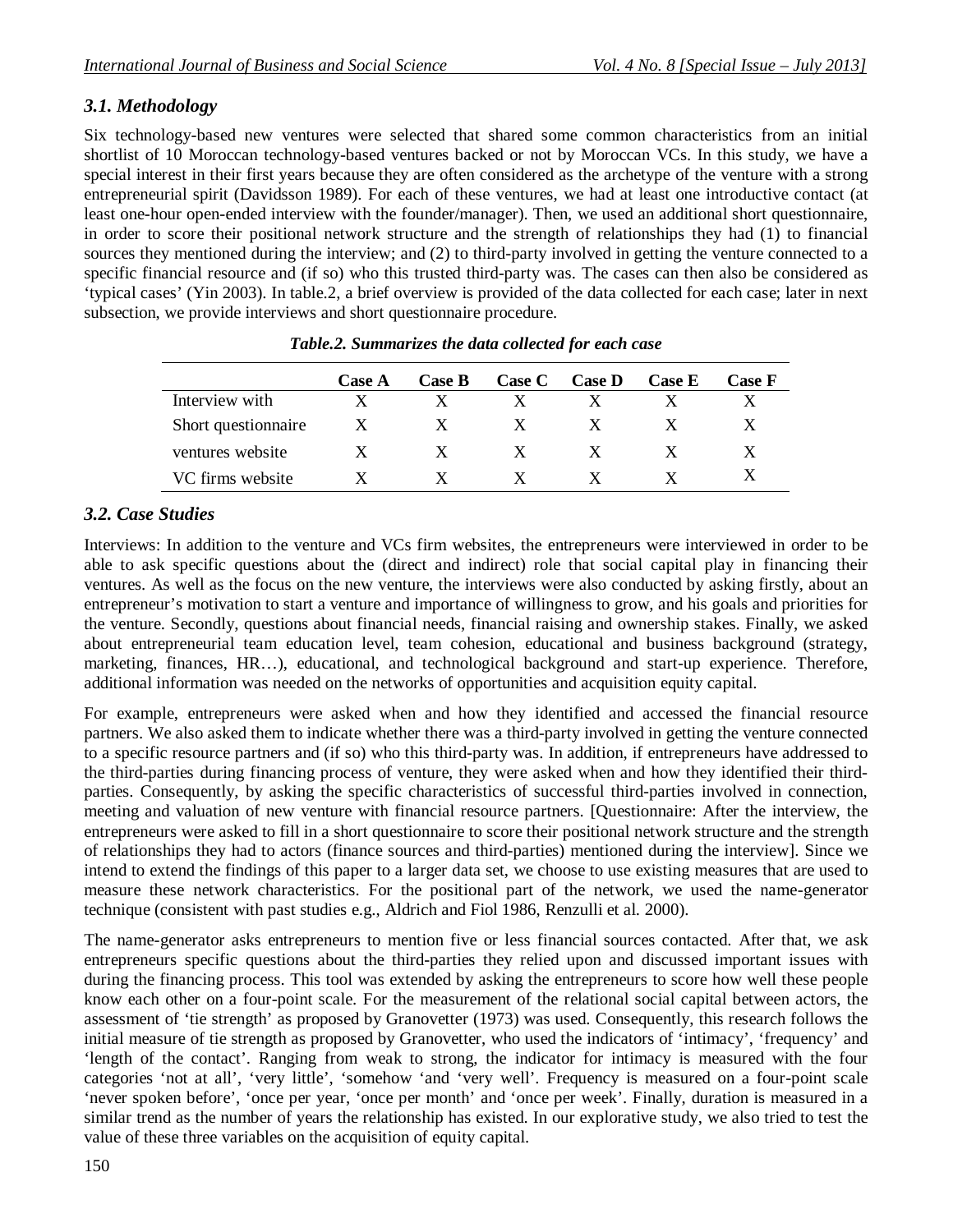### *3.1. Methodology*

Six technology-based new ventures were selected that shared some common characteristics from an initial shortlist of 10 Moroccan technology-based ventures backed or not by Moroccan VCs. In this study, we have a special interest in their first years because they are often considered as the archetype of the venture with a strong entrepreneurial spirit (Davidsson 1989). For each of these ventures, we had at least one introductive contact (at least one-hour open-ended interview with the founder/manager). Then, we used an additional short questionnaire, in order to score their positional network structure and the strength of relationships they had (1) to financial sources they mentioned during the interview; and (2) to third-party involved in getting the venture connected to a specific financial resource and (if so) who this trusted third-party was. The cases can then also be considered as 'typical cases' (Yin 2003). In table.2, a brief overview is provided of the data collected for each case; later in next subsection, we provide interviews and short questionnaire procedure.

***Table.2. Summarizes the data collected for each case***

| | **Case A** | **Case B** | **Case C** | **Case D** | **Case E** | **Case F** |
|---|---|---|---|---|---|---|
| Interview with | X | X | X | X | X | X |
| Short questionnaire | X | X | X | X | X | X |
| ventures website | X | X | X | X | X | X |
| VC firms website | X | X | X | X | X | X |

### *3.2. Case Studies*

Interviews: In addition to the venture and VCs firm websites, the entrepreneurs were interviewed in order to be able to ask specific questions about the (direct and indirect) role that social capital play in financing their ventures. As well as the focus on the new venture, the interviews were also conducted by asking firstly, about an entrepreneur's motivation to start a venture and importance of willingness to grow, and his goals and priorities for the venture. Secondly, questions about financial needs, financial raising and ownership stakes. Finally, we asked about entrepreneurial team education level, team cohesion, educational and business background (strategy, marketing, finances, HR…), educational, and technological background and start-up experience. Therefore, additional information was needed on the networks of opportunities and acquisition equity capital.

For example, entrepreneurs were asked when and how they identified and accessed the financial resource partners. We also asked them to indicate whether there was a third-party involved in getting the venture connected to a specific resource partners and (if so) who this third-party was. In addition, if entrepreneurs have addressed to the third-parties during financing process of venture, they were asked when and how they identified their third-parties. Consequently, by asking the specific characteristics of successful third-parties involved in connection, meeting and valuation of new venture with financial resource partners. [Questionnaire: After the interview, the entrepreneurs were asked to fill in a short questionnaire to score their positional network structure and the strength of relationships they had to actors (finance sources and third-parties) mentioned during the interview]. Since we intend to extend the findings of this paper to a larger data set, we choose to use existing measures that are used to measure these network characteristics. For the positional part of the network, we used the name-generator technique (consistent with past studies e.g., Aldrich and Fiol 1986, Renzulli et al. 2000).

The name-generator asks entrepreneurs to mention five or less financial sources contacted. After that, we ask entrepreneurs specific questions about the third-parties they relied upon and discussed important issues with during the financing process. This tool was extended by asking the entrepreneurs to score how well these people know each other on a four-point scale. For the measurement of the relational social capital between actors, the assessment of 'tie strength' as proposed by Granovetter (1973) was used. Consequently, this research follows the initial measure of tie strength as proposed by Granovetter, who used the indicators of 'intimacy', 'frequency' and 'length of the contact'. Ranging from weak to strong, the indicator for intimacy is measured with the four categories 'not at all', 'very little', 'somehow 'and 'very well'. Frequency is measured on a four-point scale 'never spoken before', 'once per year, 'once per month' and 'once per week'. Finally, duration is measured in a similar trend as the number of years the relationship has existed. In our explorative study, we also tried to test the value of these three variables on the acquisition of equity capital.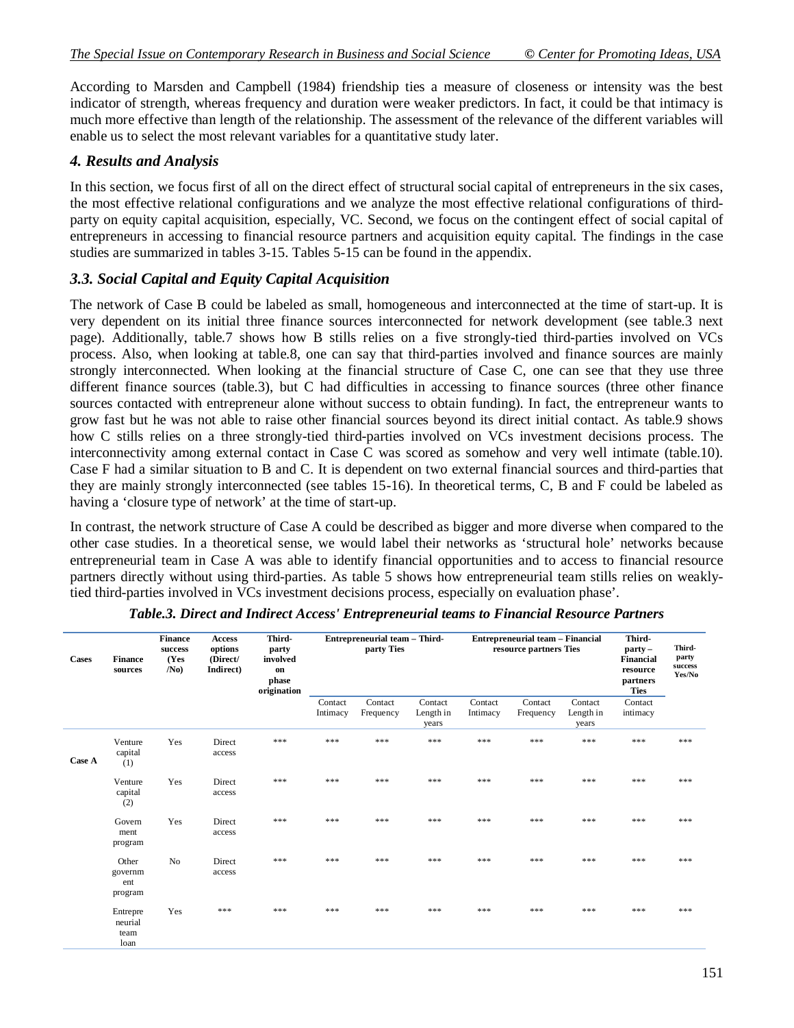According to Marsden and Campbell (1984) friendship ties a measure of closeness or intensity was the best indicator of strength, whereas frequency and duration were weaker predictors. In fact, it could be that intimacy is much more effective than length of the relationship. The assessment of the relevance of the different variables will enable us to select the most relevant variables for a quantitative study later.

## *4. Results and Analysis*

In this section, we focus first of all on the direct effect of structural social capital of entrepreneurs in the six cases, the most effective relational configurations and we analyze the most effective relational configurations of third-party on equity capital acquisition, especially, VC. Second, we focus on the contingent effect of social capital of entrepreneurs in accessing to financial resource partners and acquisition equity capital. The findings in the case studies are summarized in tables 3-15. Tables 5-15 can be found in the appendix.

### *3.3. Social Capital and Equity Capital Acquisition*

The network of Case B could be labeled as small, homogeneous and interconnected at the time of start-up. It is very dependent on its initial three finance sources interconnected for network development (see table.3 next page). Additionally, table.7 shows how B stills relies on a five strongly-tied third-parties involved on VCs process. Also, when looking at table.8, one can say that third-parties involved and finance sources are mainly strongly interconnected. When looking at the financial structure of Case C, one can see that they use three different finance sources (table.3), but C had difficulties in accessing to finance sources (three other finance sources contacted with entrepreneur alone without success to obtain funding). In fact, the entrepreneur wants to grow fast but he was not able to raise other financial sources beyond its direct initial contact. As table.9 shows how C stills relies on a three strongly-tied third-parties involved on VCs investment decisions process. The interconnectivity among external contact in Case C was scored as somehow and very well intimate (table.10). Case F had a similar situation to B and C. It is dependent on two external financial sources and third-parties that they are mainly strongly interconnected (see tables 15-16). In theoretical terms, C, B and F could be labeled as having a 'closure type of network' at the time of start-up.

In contrast, the network structure of Case A could be described as bigger and more diverse when compared to the other case studies. In a theoretical sense, we would label their networks as 'structural hole' networks because entrepreneurial team in Case A was able to identify financial opportunities and to access to financial resource partners directly without using third-parties. As table 5 shows how entrepreneurial team stills relies on weakly-tied third-parties involved in VCs investment decisions process, especially on evaluation phase'.

***Table.3. Direct and Indirect Access' Entrepreneurial teams to Financial Resource Partners***

| Cases | Finance sources | Finance success (Yes /No) | Access options (Direct/ Indirect) | Third-party involved on phase origination | Entrepreneurial team – Third-party Ties | | | Entrepreneurial team – Financial resource partners Ties | | | Third-party – Financial resource partners Ties | Third-party success Yes/No |
|---|---|---|---|---|---|---|---|---|---|---|---|---|
| | | | | | Contact Intimacy | Contact Frequency | Contact Length in years | Contact Intimacy | Contact Frequency | Contact Length in years | Contact intimacy | |
| Case A | Venture capital (1) | Yes | Direct access | *** | *** | *** | *** | *** | *** | *** | *** | *** |
| | Venture capital (2) | Yes | Direct access | *** | *** | *** | *** | *** | *** | *** | *** | *** |
| | Government program | Yes | Direct access | *** | *** | *** | *** | *** | *** | *** | *** | *** |
| | Other government program | No | Direct access | *** | *** | *** | *** | *** | *** | *** | *** | *** |
| | Entrepreneurial team loan | Yes | *** | *** | *** | *** | *** | *** | *** | *** | *** | *** |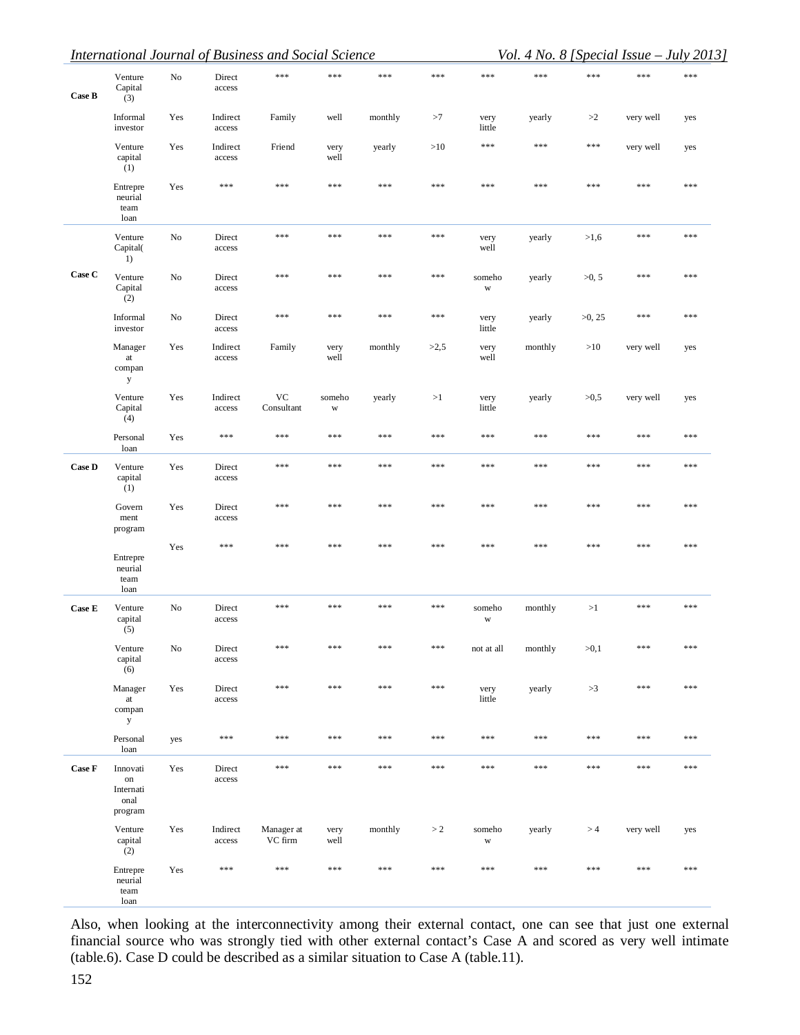| | | | | | | | | | | | | |
|---|---|---|---|---|---|---|---|---|---|---|---|---|
| **Case B** | Venture Capital (3) | No | Direct access | *** | *** | *** | *** | *** | *** | *** | *** | *** |
| | Informal investor | Yes | Indirect access | Family | well | monthly | >7 | very little | yearly | >2 | very well | yes |
| | Venture capital (1) | Yes | Indirect access | Friend | very well | yearly | >10 | *** | *** | *** | very well | yes |
| | Entrepreneurial team loan | Yes | *** | *** | *** | *** | *** | *** | *** | *** | *** | *** |
| **Case C** | Venture Capital(1) | No | Direct access | *** | *** | *** | *** | very well | yearly | >1,6 | *** | *** |
| | Venture Capital (2) | No | Direct access | *** | *** | *** | *** | somehow | yearly | >0, 5 | *** | *** |
| | Informal investor | No | Direct access | *** | *** | *** | *** | very little | yearly | >0, 25 | *** | *** |
| | Manager at company | Yes | Indirect access | Family | very well | monthly | >2,5 | very well | monthly | >10 | very well | yes |
| | Venture Capital (4) | Yes | Indirect access | VC Consultant | somehow | yearly | >1 | very little | yearly | >0,5 | very well | yes |
| | Personal loan | Yes | *** | *** | *** | *** | *** | *** | *** | *** | *** | *** |
| **Case D** | Venture capital (1) | Yes | Direct access | *** | *** | *** | *** | *** | *** | *** | *** | *** |
| | Government program | Yes | Direct access | *** | *** | *** | *** | *** | *** | *** | *** | *** |
| | Entrepreneurial team loan | Yes | *** | *** | *** | *** | *** | *** | *** | *** | *** | *** |
| **Case E** | Venture capital (5) | No | Direct access | *** | *** | *** | *** | somehow | monthly | >1 | *** | *** |
| | Venture capital (6) | No | Direct access | *** | *** | *** | *** | not at all | monthly | >0,1 | *** | *** |
| | Manager at company | Yes | Direct access | *** | *** | *** | *** | very little | yearly | >3 | *** | *** |
| | Personal loan | yes | *** | *** | *** | *** | *** | *** | *** | *** | *** | *** |
| **Case F** | Innovation International program | Yes | Direct access | *** | *** | *** | *** | *** | *** | *** | *** | *** |
| | Venture capital (2) | Yes | Indirect access | Manager at VC firm | very well | monthly | > 2 | somehow | yearly | > 4 | very well | yes |
| | Entrepreneurial team loan | Yes | *** | *** | *** | *** | *** | *** | *** | *** | *** | *** |

Also, when looking at the interconnectivity among their external contact, one can see that just one external financial source who was strongly tied with other external contact's Case A and scored as very well intimate (table.6). Case D could be described as a similar situation to Case A (table.11).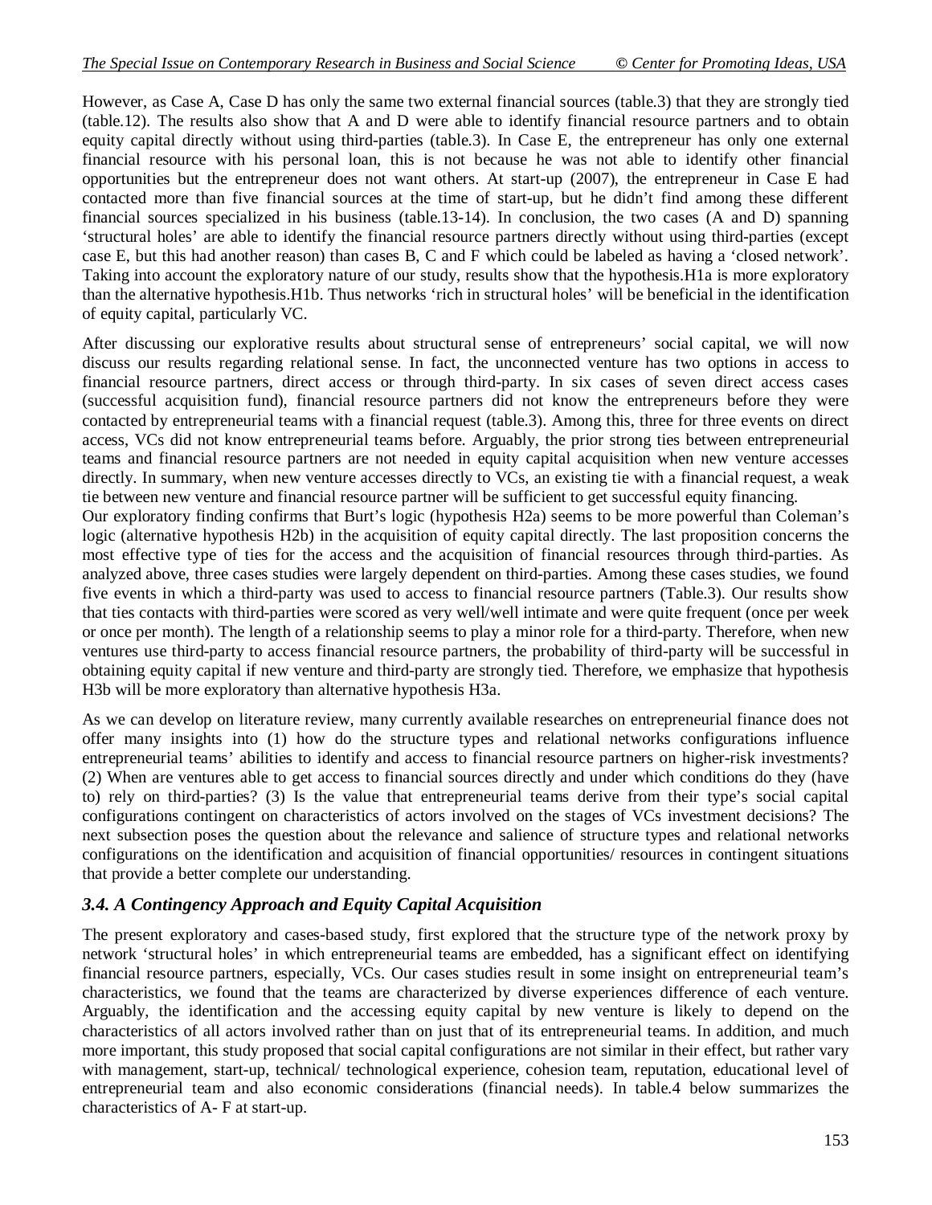However, as Case A, Case D has only the same two external financial sources (table.3) that they are strongly tied (table.12). The results also show that A and D were able to identify financial resource partners and to obtain equity capital directly without using third-parties (table.3). In Case E, the entrepreneur has only one external financial resource with his personal loan, this is not because he was not able to identify other financial opportunities but the entrepreneur does not want others. At start-up (2007), the entrepreneur in Case E had contacted more than five financial sources at the time of start-up, but he didn't find among these different financial sources specialized in his business (table.13-14). In conclusion, the two cases (A and D) spanning 'structural holes' are able to identify the financial resource partners directly without using third-parties (except case E, but this had another reason) than cases B, C and F which could be labeled as having a 'closed network'. Taking into account the exploratory nature of our study, results show that the hypothesis.H1a is more exploratory than the alternative hypothesis.H1b. Thus networks 'rich in structural holes' will be beneficial in the identification of equity capital, particularly VC.

After discussing our explorative results about structural sense of entrepreneurs' social capital, we will now discuss our results regarding relational sense. In fact, the unconnected venture has two options in access to financial resource partners, direct access or through third-party. In six cases of seven direct access cases (successful acquisition fund), financial resource partners did not know the entrepreneurs before they were contacted by entrepreneurial teams with a financial request (table.3). Among this, three for three events on direct access, VCs did not know entrepreneurial teams before. Arguably, the prior strong ties between entrepreneurial teams and financial resource partners are not needed in equity capital acquisition when new venture accesses directly. In summary, when new venture accesses directly to VCs, an existing tie with a financial request, a weak tie between new venture and financial resource partner will be sufficient to get successful equity financing.

Our exploratory finding confirms that Burt's logic (hypothesis H2a) seems to be more powerful than Coleman's logic (alternative hypothesis H2b) in the acquisition of equity capital directly. The last proposition concerns the most effective type of ties for the access and the acquisition of financial resources through third-parties. As analyzed above, three cases studies were largely dependent on third-parties. Among these cases studies, we found five events in which a third-party was used to access to financial resource partners (Table.3). Our results show that ties contacts with third-parties were scored as very well/well intimate and were quite frequent (once per week or once per month). The length of a relationship seems to play a minor role for a third-party. Therefore, when new ventures use third-party to access financial resource partners, the probability of third-party will be successful in obtaining equity capital if new venture and third-party are strongly tied. Therefore, we emphasize that hypothesis H3b will be more exploratory than alternative hypothesis H3a.

As we can develop on literature review, many currently available researches on entrepreneurial finance does not offer many insights into (1) how do the structure types and relational networks configurations influence entrepreneurial teams' abilities to identify and access to financial resource partners on higher-risk investments? (2) When are ventures able to get access to financial sources directly and under which conditions do they (have to) rely on third-parties? (3) Is the value that entrepreneurial teams derive from their type's social capital configurations contingent on characteristics of actors involved on the stages of VCs investment decisions? The next subsection poses the question about the relevance and salience of structure types and relational networks configurations on the identification and acquisition of financial opportunities/ resources in contingent situations that provide a better complete our understanding.

### *3.4. A Contingency Approach and Equity Capital Acquisition*

The present exploratory and cases-based study, first explored that the structure type of the network proxy by network 'structural holes' in which entrepreneurial teams are embedded, has a significant effect on identifying financial resource partners, especially, VCs. Our cases studies result in some insight on entrepreneurial team's characteristics, we found that the teams are characterized by diverse experiences difference of each venture. Arguably, the identification and the accessing equity capital by new venture is likely to depend on the characteristics of all actors involved rather than on just that of its entrepreneurial teams. In addition, and much more important, this study proposed that social capital configurations are not similar in their effect, but rather vary with management, start-up, technical/ technological experience, cohesion team, reputation, educational level of entrepreneurial team and also economic considerations (financial needs). In table.4 below summarizes the characteristics of A- F at start-up.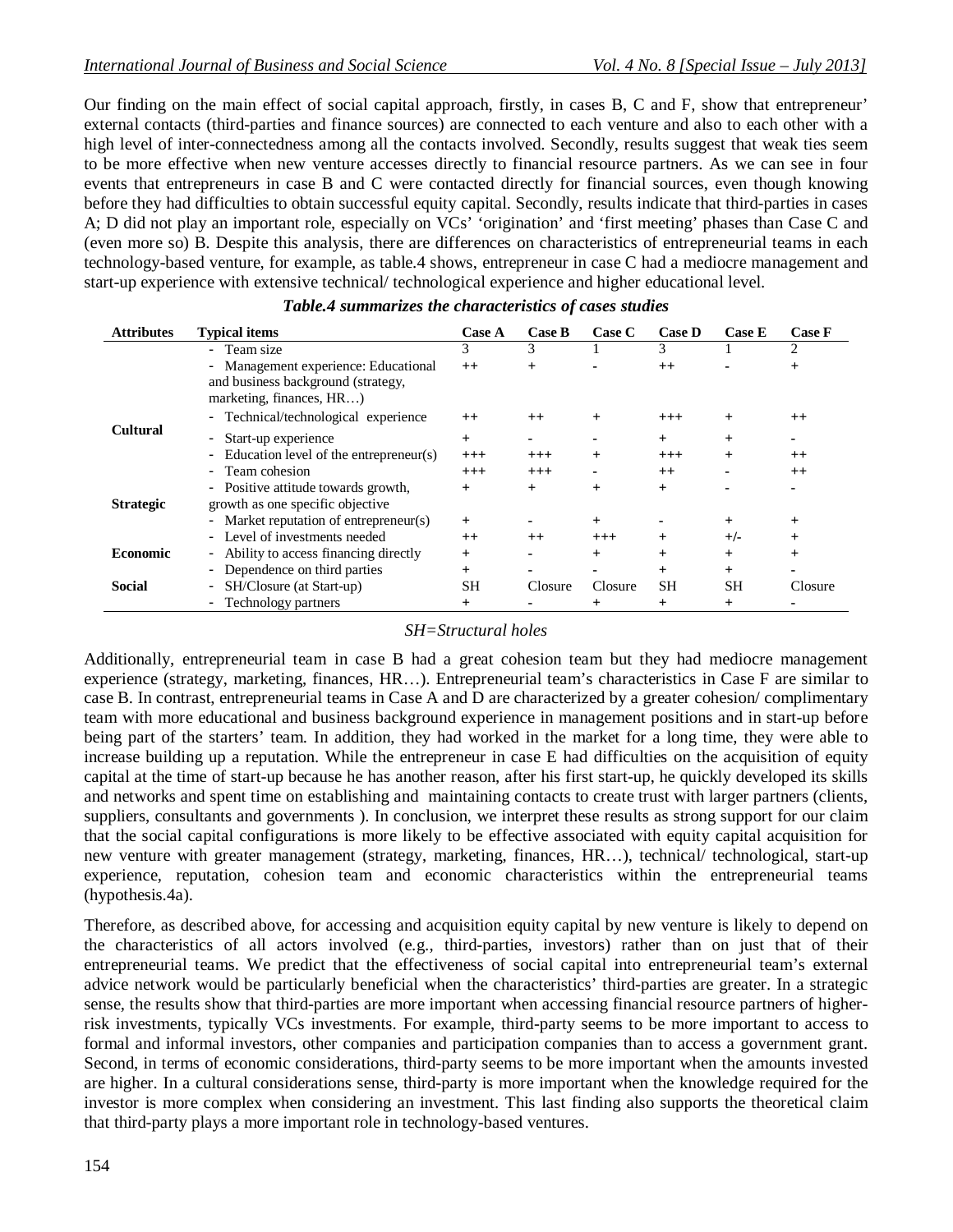Our finding on the main effect of social capital approach, firstly, in cases B, C and F, show that entrepreneur' external contacts (third-parties and finance sources) are connected to each venture and also to each other with a high level of inter-connectedness among all the contacts involved. Secondly, results suggest that weak ties seem to be more effective when new venture accesses directly to financial resource partners. As we can see in four events that entrepreneurs in case B and C were contacted directly for financial sources, even though knowing before they had difficulties to obtain successful equity capital. Secondly, results indicate that third-parties in cases A; D did not play an important role, especially on VCs' 'origination' and 'first meeting' phases than Case C and (even more so) B. Despite this analysis, there are differences on characteristics of entrepreneurial teams in each technology-based venture, for example, as table.4 shows, entrepreneur in case C had a mediocre management and start-up experience with extensive technical/ technological experience and higher educational level.

***Table.4 summarizes the characteristics of cases studies***

| Attributes | Typical items | Case A | Case B | Case C | Case D | Case E | Case F |
|---|---|---|---|---|---|---|---|
| Cultural | - Team size | 3 | 3 | 1 | 3 | 1 | 2 |
| | - Management experience: Educational and business background (strategy, marketing, finances, HR…) | ++ | + | - | ++ | - | + |
| | - Technical/technological experience | ++ | ++ | + | +++ | + | ++ |
| | - Start-up experience | + | - | - | + | + | - |
| | - Education level of the entrepreneur(s) | +++ | +++ | + | +++ | + | ++ |
| | - Team cohesion | +++ | +++ | - | ++ | - | ++ |
| Strategic | - Positive attitude towards growth, growth as one specific objective | + | + | + | + | - | - |
| | - Market reputation of entrepreneur(s) | + | - | + | - | + | + |
| | - Level of investments needed | ++ | ++ | +++ | + | +/- | + |
| Economic | - Ability to access financing directly | + | - | + | + | + | + |
| | - Dependence on third parties | + | - | - | + | + | - |
| Social | - SH/Closure (at Start-up) | SH | Closure | Closure | SH | SH | Closure |
| | - Technology partners | + | - | + | + | + | - |

*SH=Structural holes*

Additionally, entrepreneurial team in case B had a great cohesion team but they had mediocre management experience (strategy, marketing, finances, HR…). Entrepreneurial team's characteristics in Case F are similar to case B. In contrast, entrepreneurial teams in Case A and D are characterized by a greater cohesion/ complimentary team with more educational and business background experience in management positions and in start-up before being part of the starters' team. In addition, they had worked in the market for a long time, they were able to increase building up a reputation. While the entrepreneur in case E had difficulties on the acquisition of equity capital at the time of start-up because he has another reason, after his first start-up, he quickly developed its skills and networks and spent time on establishing and maintaining contacts to create trust with larger partners (clients, suppliers, consultants and governments ). In conclusion, we interpret these results as strong support for our claim that the social capital configurations is more likely to be effective associated with equity capital acquisition for new venture with greater management (strategy, marketing, finances, HR…), technical/ technological, start-up experience, reputation, cohesion team and economic characteristics within the entrepreneurial teams (hypothesis.4a).

Therefore, as described above, for accessing and acquisition equity capital by new venture is likely to depend on the characteristics of all actors involved (e.g., third-parties, investors) rather than on just that of their entrepreneurial teams. We predict that the effectiveness of social capital into entrepreneurial team's external advice network would be particularly beneficial when the characteristics' third-parties are greater. In a strategic sense, the results show that third-parties are more important when accessing financial resource partners of higher-risk investments, typically VCs investments. For example, third-party seems to be more important to access to formal and informal investors, other companies and participation companies than to access a government grant. Second, in terms of economic considerations, third-party seems to be more important when the amounts invested are higher. In a cultural considerations sense, third-party is more important when the knowledge required for the investor is more complex when considering an investment. This last finding also supports the theoretical claim that third-party plays a more important role in technology-based ventures.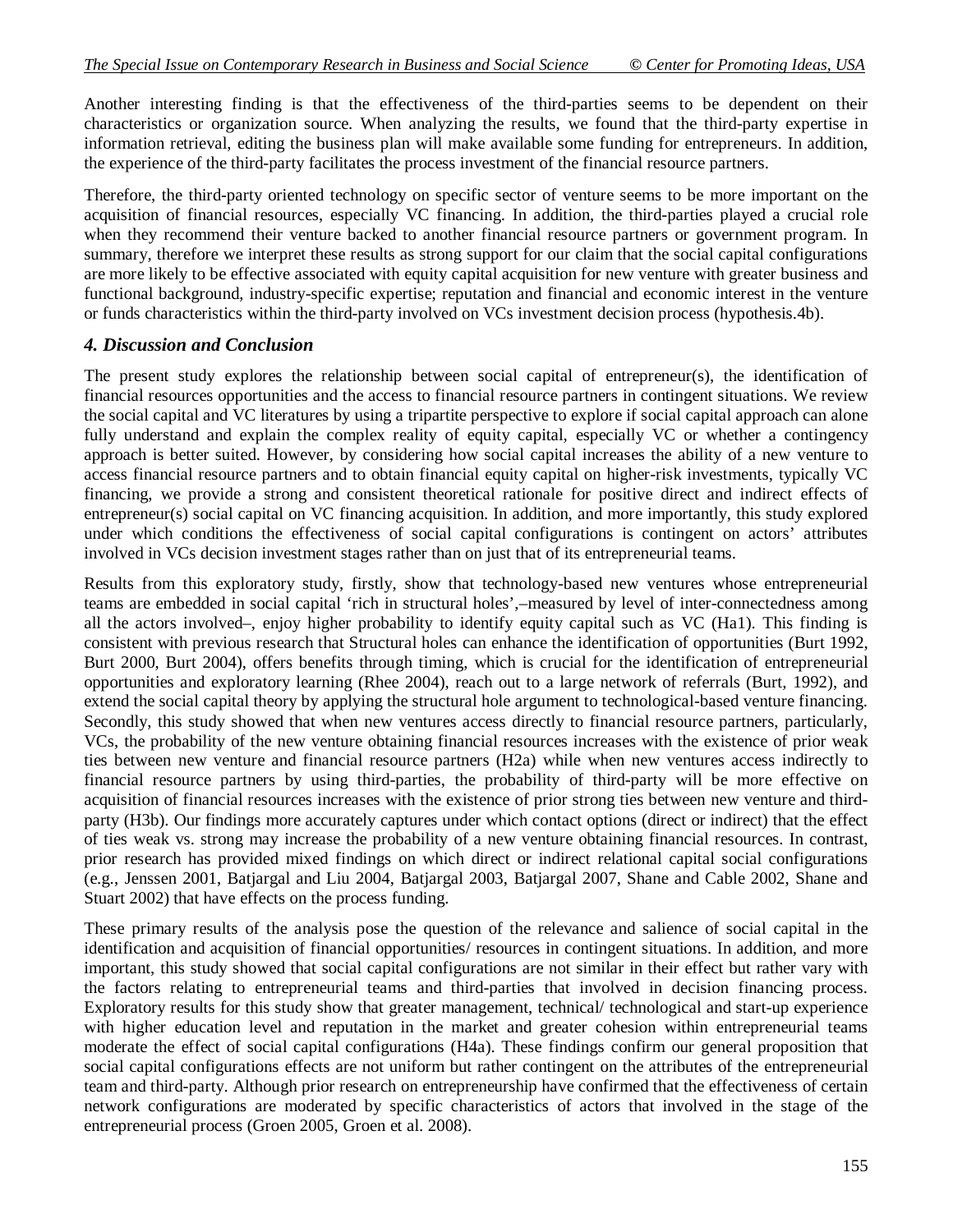Another interesting finding is that the effectiveness of the third-parties seems to be dependent on their characteristics or organization source. When analyzing the results, we found that the third-party expertise in information retrieval, editing the business plan will make available some funding for entrepreneurs. In addition, the experience of the third-party facilitates the process investment of the financial resource partners.

Therefore, the third-party oriented technology on specific sector of venture seems to be more important on the acquisition of financial resources, especially VC financing. In addition, the third-parties played a crucial role when they recommend their venture backed to another financial resource partners or government program. In summary, therefore we interpret these results as strong support for our claim that the social capital configurations are more likely to be effective associated with equity capital acquisition for new venture with greater business and functional background, industry-specific expertise; reputation and financial and economic interest in the venture or funds characteristics within the third-party involved on VCs investment decision process (hypothesis.4b).

### *4. Discussion and Conclusion*

The present study explores the relationship between social capital of entrepreneur(s), the identification of financial resources opportunities and the access to financial resource partners in contingent situations. We review the social capital and VC literatures by using a tripartite perspective to explore if social capital approach can alone fully understand and explain the complex reality of equity capital, especially VC or whether a contingency approach is better suited. However, by considering how social capital increases the ability of a new venture to access financial resource partners and to obtain financial equity capital on higher-risk investments, typically VC financing, we provide a strong and consistent theoretical rationale for positive direct and indirect effects of entrepreneur(s) social capital on VC financing acquisition. In addition, and more importantly, this study explored under which conditions the effectiveness of social capital configurations is contingent on actors' attributes involved in VCs decision investment stages rather than on just that of its entrepreneurial teams.

Results from this exploratory study, firstly, show that technology-based new ventures whose entrepreneurial teams are embedded in social capital 'rich in structural holes',–measured by level of inter-connectedness among all the actors involved–, enjoy higher probability to identify equity capital such as VC (Ha1). This finding is consistent with previous research that Structural holes can enhance the identification of opportunities (Burt 1992, Burt 2000, Burt 2004), offers benefits through timing, which is crucial for the identification of entrepreneurial opportunities and exploratory learning (Rhee 2004), reach out to a large network of referrals (Burt, 1992), and extend the social capital theory by applying the structural hole argument to technological-based venture financing. Secondly, this study showed that when new ventures access directly to financial resource partners, particularly, VCs, the probability of the new venture obtaining financial resources increases with the existence of prior weak ties between new venture and financial resource partners (H2a) while when new ventures access indirectly to financial resource partners by using third-parties, the probability of third-party will be more effective on acquisition of financial resources increases with the existence of prior strong ties between new venture and third-party (H3b). Our findings more accurately captures under which contact options (direct or indirect) that the effect of ties weak vs. strong may increase the probability of a new venture obtaining financial resources. In contrast, prior research has provided mixed findings on which direct or indirect relational capital social configurations (e.g., Jenssen 2001, Batjargal and Liu 2004, Batjargal 2003, Batjargal 2007, Shane and Cable 2002, Shane and Stuart 2002) that have effects on the process funding.

These primary results of the analysis pose the question of the relevance and salience of social capital in the identification and acquisition of financial opportunities/ resources in contingent situations. In addition, and more important, this study showed that social capital configurations are not similar in their effect but rather vary with the factors relating to entrepreneurial teams and third-parties that involved in decision financing process. Exploratory results for this study show that greater management, technical/ technological and start-up experience with higher education level and reputation in the market and greater cohesion within entrepreneurial teams moderate the effect of social capital configurations (H4a). These findings confirm our general proposition that social capital configurations effects are not uniform but rather contingent on the attributes of the entrepreneurial team and third-party. Although prior research on entrepreneurship have confirmed that the effectiveness of certain network configurations are moderated by specific characteristics of actors that involved in the stage of the entrepreneurial process (Groen 2005, Groen et al. 2008).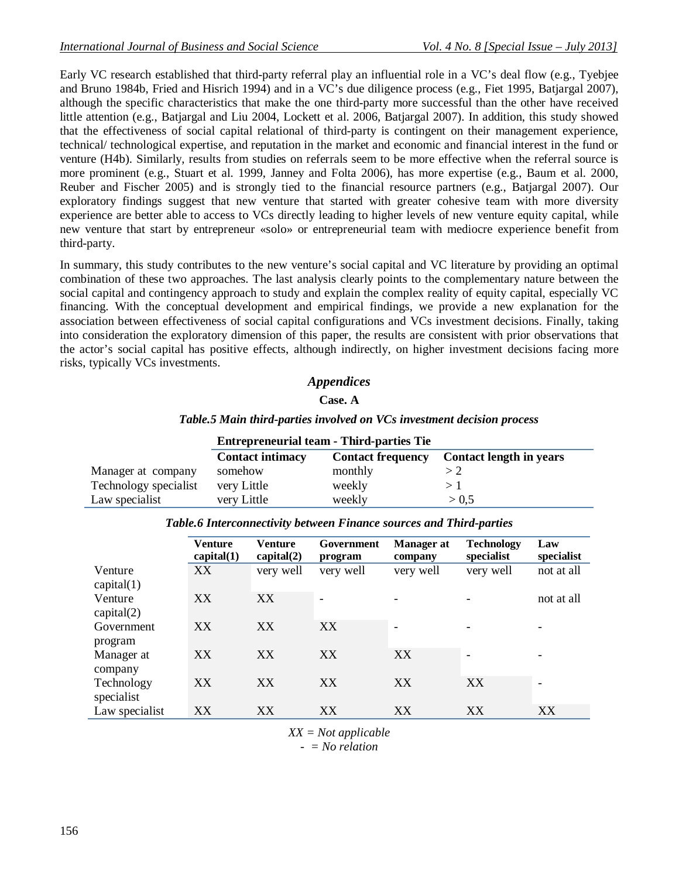Early VC research established that third-party referral play an influential role in a VC's deal flow (e.g., Tyebjee and Bruno 1984b, Fried and Hisrich 1994) and in a VC's due diligence process (e.g., Fiet 1995, Batjargal 2007), although the specific characteristics that make the one third-party more successful than the other have received little attention (e.g., Batjargal and Liu 2004, Lockett et al. 2006, Batjargal 2007). In addition, this study showed that the effectiveness of social capital relational of third-party is contingent on their management experience, technical/ technological expertise, and reputation in the market and economic and financial interest in the fund or venture (H4b). Similarly, results from studies on referrals seem to be more effective when the referral source is more prominent (e.g., Stuart et al. 1999, Janney and Folta 2006), has more expertise (e.g., Baum et al. 2000, Reuber and Fischer 2005) and is strongly tied to the financial resource partners (e.g., Batjargal 2007). Our exploratory findings suggest that new venture that started with greater cohesive team with more diversity experience are better able to access to VCs directly leading to higher levels of new venture equity capital, while new venture that start by entrepreneur «solo» or entrepreneurial team with mediocre experience benefit from third-party.

In summary, this study contributes to the new venture's social capital and VC literature by providing an optimal combination of these two approaches. The last analysis clearly points to the complementary nature between the social capital and contingency approach to study and explain the complex reality of equity capital, especially VC financing. With the conceptual development and empirical findings, we provide a new explanation for the association between effectiveness of social capital configurations and VCs investment decisions. Finally, taking into consideration the exploratory dimension of this paper, the results are consistent with prior observations that the actor's social capital has positive effects, although indirectly, on higher investment decisions facing more risks, typically VCs investments.

## *Appendices*

### Case. A

***Table.5 Main third-parties involved on VCs investment decision process***

| | **Entrepreneurial team - Third-parties Tie** | | |
|---|---|---|---|
| | **Contact intimacy** | **Contact frequency** | **Contact length in years** |
| Manager at company | somehow | monthly | > 2 |
| Technology specialist | very Little | weekly | > 1 |
| Law specialist | very Little | weekly | > 0,5 |

***Table.6 Interconnectivity between Finance sources and Third-parties***

| | **Venture capital(1)** | **Venture capital(2)** | **Government program** | **Manager at company** | **Technology specialist** | **Law specialist** |
|---|---|---|---|---|---|---|
| Venture capital(1) | XX | very well | very well | very well | very well | not at all |
| Venture capital(2) | XX | XX | - | - | - | not at all |
| Government program | XX | XX | XX | - | - | - |
| Manager at company | XX | XX | XX | XX | - | - |
| Technology specialist | XX | XX | XX | XX | XX | - |
| Law specialist | XX | XX | XX | XX | XX | XX |

*XX = Not applicable*
*- = No relation*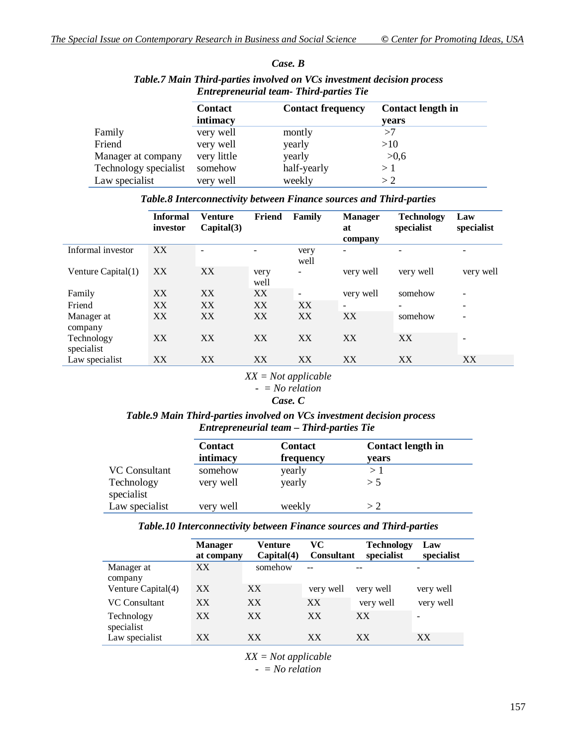***Case. B***

***Table.7 Main Third-parties involved on VCs investment decision process***
***Entrepreneurial team- Third-parties Tie***

| | Contact intimacy | Contact frequency | Contact length in years |
|---|---|---|---|
| Family | very well | montly | >7 |
| Friend | very well | yearly | >10 |
| Manager at company | very little | yearly | >0,6 |
| Technology specialist | somehow | half-yearly | > 1 |
| Law specialist | very well | weekly | > 2 |

***Table.8 Interconnectivity between Finance sources and Third-parties***

| | Informal investor | Venture Capital(3) | Friend | Family | Manager at company | Technology specialist | Law specialist |
|---|---|---|---|---|---|---|---|
| Informal investor | XX | - | - | very well | - | - | - |
| Venture Capital(1) | XX | XX | very well | - | very well | very well | very well |
| Family | XX | XX | XX | - | very well | somehow | - |
| Friend | XX | XX | XX | XX | - | - | - |
| Manager at company | XX | XX | XX | XX | XX | somehow | - |
| Technology specialist | XX | XX | XX | XX | XX | XX | - |
| Law specialist | XX | XX | XX | XX | XX | XX | XX |

*XX = Not applicable*
*- = No relation*

***Case. C***

***Table.9 Main Third-parties involved on VCs investment decision process***
***Entrepreneurial team – Third-parties Tie***

| | Contact intimacy | Contact frequency | Contact length in years |
|---|---|---|---|
| VC Consultant | somehow | yearly | > 1 |
| Technology specialist | very well | yearly | > 5 |
| Law specialist | very well | weekly | > 2 |

***Table.10 Interconnectivity between Finance sources and Third-parties***

| | Manager at company | Venture Capital(4) | VC Consultant | Technology specialist | Law specialist |
|---|---|---|---|---|---|
| Manager at company | XX | somehow | -- | -- | - |
| Venture Capital(4) | XX | XX | very well | very well | very well |
| VC Consultant | XX | XX | XX | very well | very well |
| Technology specialist | XX | XX | XX | XX | - |
| Law specialist | XX | XX | XX | XX | XX |

*XX = Not applicable*
*- = No relation*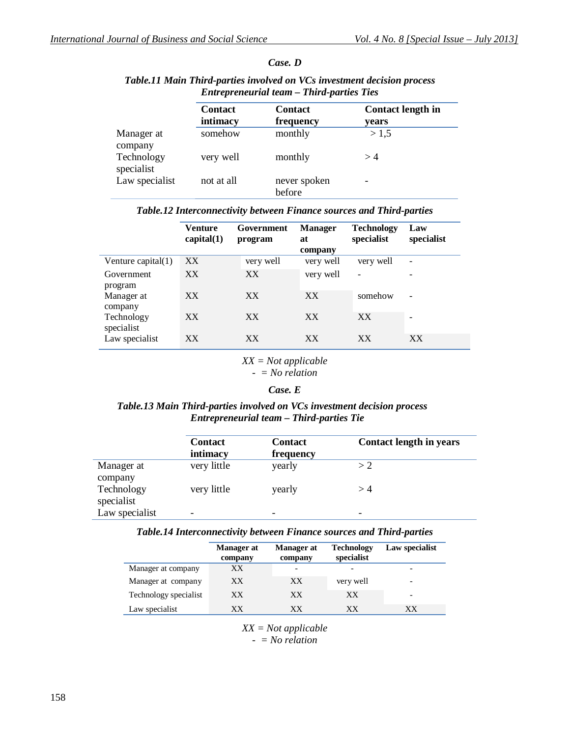***Case. D***

***Table.11 Main Third-parties involved on VCs investment decision process***
***Entrepreneurial team – Third-parties Ties***

| | Contact intimacy | Contact frequency | Contact length in years |
|---|---|---|---|
| Manager at company | somehow | monthly | > 1,5 |
| Technology specialist | very well | monthly | > 4 |
| Law specialist | not at all | never spoken before | - |

***Table.12 Interconnectivity between Finance sources and Third-parties***

| | Venture capital(1) | Government program | Manager at company | Technology specialist | Law specialist |
|---|---|---|---|---|---|
| Venture capital(1) | XX | very well | very well | very well | - |
| Government program | XX | XX | very well | - | - |
| Manager at company | XX | XX | XX | somehow | - |
| Technology specialist | XX | XX | XX | XX | - |
| Law specialist | XX | XX | XX | XX | XX |

*XX = Not applicable*
*- = No relation*

***Case. E***

***Table.13 Main Third-parties involved on VCs investment decision process***
***Entrepreneurial team – Third-parties Tie***

| | Contact intimacy | Contact frequency | Contact length in years |
|---|---|---|---|
| Manager at company | very little | yearly | > 2 |
| Technology specialist | very little | yearly | > 4 |
| Law specialist | - | - | - |

***Table.14 Interconnectivity between Finance sources and Third-parties***

| | Manager at company | Manager at company | Technology specialist | Law specialist |
|---|---|---|---|---|
| Manager at company | XX | - | - | - |
| Manager at company | XX | XX | very well | - |
| Technology specialist | XX | XX | XX | - |
| Law specialist | XX | XX | XX | XX |

*XX = Not applicable*
*- = No relation*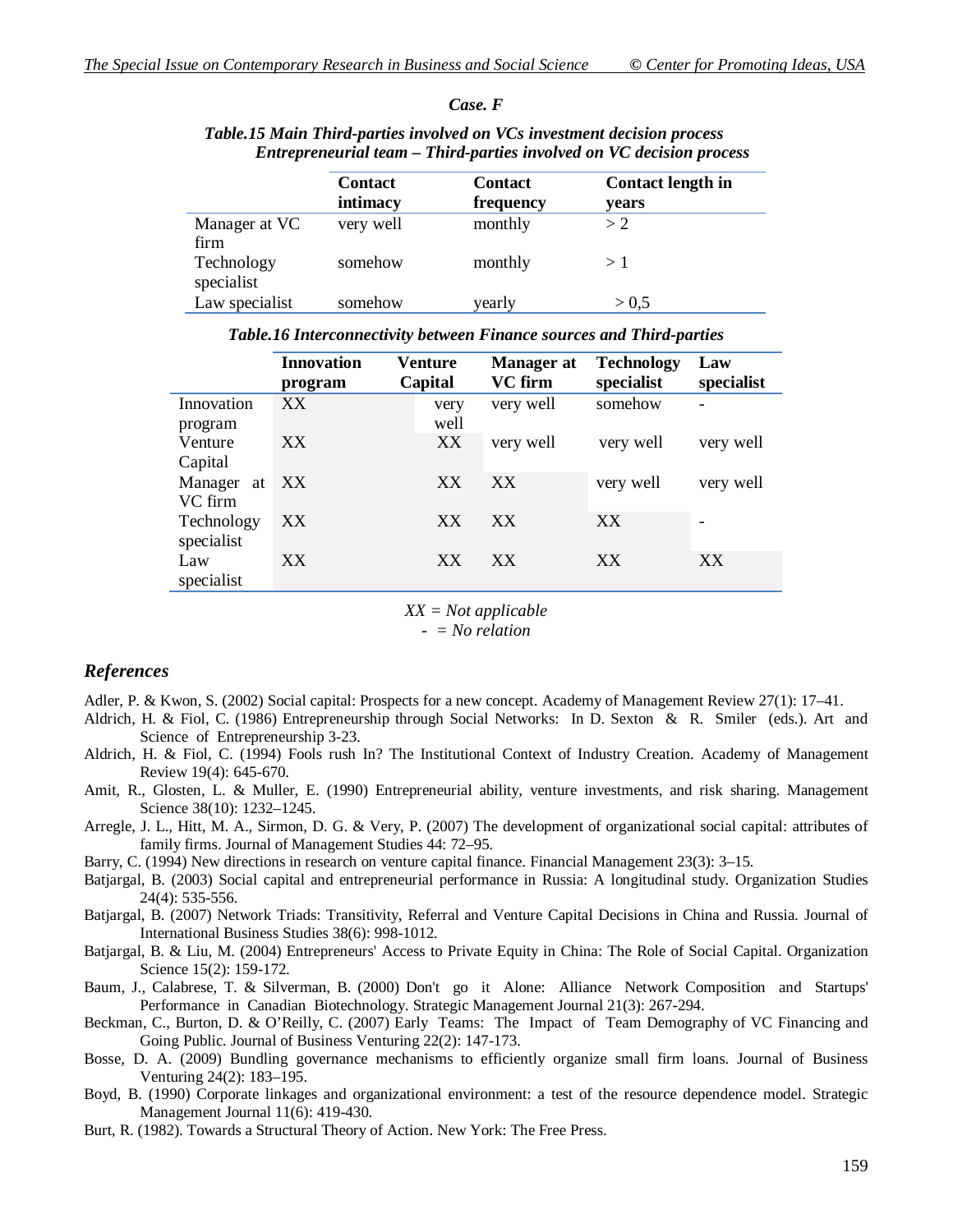*Case. F*

***Table.15 Main Third-parties involved on VCs investment decision process***
***Entrepreneurial team – Third-parties involved on VC decision process***

| | Contact intimacy | Contact frequency | Contact length in years |
|---|---|---|---|
| Manager at VC firm | very well | monthly | > 2 |
| Technology specialist | somehow | monthly | > 1 |
| Law specialist | somehow | yearly | > 0,5 |

***Table.16 Interconnectivity between Finance sources and Third-parties***

| | Innovation program | Venture Capital | Manager at VC firm | Technology specialist | Law specialist |
|---|---|---|---|---|---|
| Innovation program | XX | very well | very well | somehow | - |
| Venture Capital | XX | XX | very well | very well | very well |
| Manager at VC firm | XX | XX | XX | very well | very well |
| Technology specialist | XX | XX | XX | XX | - |
| Law specialist | XX | XX | XX | XX | XX |

*XX = Not applicable*
*- = No relation*

## *References*

Adler, P. & Kwon, S. (2002) Social capital: Prospects for a new concept. Academy of Management Review 27(1): 17–41.

Aldrich, H. & Fiol, C. (1986) Entrepreneurship through Social Networks: In D. Sexton & R. Smiler (eds.). Art and Science of Entrepreneurship 3-23.

Aldrich, H. & Fiol, C. (1994) Fools rush In? The Institutional Context of Industry Creation. Academy of Management Review 19(4): 645-670.

Amit, R., Glosten, L. & Muller, E. (1990) Entrepreneurial ability, venture investments, and risk sharing. Management Science 38(10): 1232–1245.

Arregle, J. L., Hitt, M. A., Sirmon, D. G. & Very, P. (2007) The development of organizational social capital: attributes of family firms. Journal of Management Studies 44: 72–95.

Barry, C. (1994) New directions in research on venture capital finance. Financial Management 23(3): 3–15.

Batjargal, B. (2003) Social capital and entrepreneurial performance in Russia: A longitudinal study. Organization Studies 24(4): 535-556.

Batjargal, B. (2007) Network Triads: Transitivity, Referral and Venture Capital Decisions in China and Russia. Journal of International Business Studies 38(6): 998-1012.

Batjargal, B. & Liu, M. (2004) Entrepreneurs' Access to Private Equity in China: The Role of Social Capital. Organization Science 15(2): 159-172.

Baum, J., Calabrese, T. & Silverman, B. (2000) Don't go it Alone: Alliance Network Composition and Startups' Performance in Canadian Biotechnology. Strategic Management Journal 21(3): 267-294.

Beckman, C., Burton, D. & O'Reilly, C. (2007) Early Teams: The Impact of Team Demography of VC Financing and Going Public. Journal of Business Venturing 22(2): 147-173.

Bosse, D. A. (2009) Bundling governance mechanisms to efficiently organize small firm loans. Journal of Business Venturing 24(2): 183–195.

Boyd, B. (1990) Corporate linkages and organizational environment: a test of the resource dependence model. Strategic Management Journal 11(6): 419-430.

Burt, R. (1982). Towards a Structural Theory of Action. New York: The Free Press.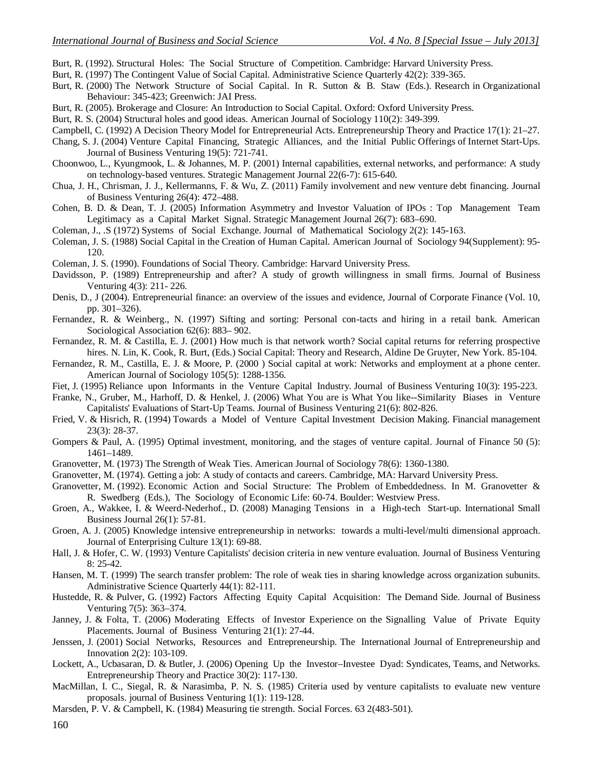Burt, R. (1992). Structural Holes: The Social Structure of Competition. Cambridge: Harvard University Press.

Burt, R. (1997) The Contingent Value of Social Capital. Administrative Science Quarterly 42(2): 339-365.

Burt, R. (2000) The Network Structure of Social Capital. In R. Sutton & B. Staw (Eds.). Research in Organizational Behaviour: 345-423; Greenwich: JAI Press.

Burt, R. (2005). Brokerage and Closure: An Introduction to Social Capital. Oxford: Oxford University Press.

Burt, R. S. (2004) Structural holes and good ideas. American Journal of Sociology 110(2): 349-399.

Campbell, C. (1992) A Decision Theory Model for Entrepreneurial Acts. Entrepreneurship Theory and Practice 17(1): 21–27.

Chang, S. J. (2004) Venture Capital Financing, Strategic Alliances, and the Initial Public Offerings of Internet Start-Ups. Journal of Business Venturing 19(5): 721-741.

Choonwoo, L., Kyungmook, L. & Johannes, M. P. (2001) Internal capabilities, external networks, and performance: A study on technology-based ventures. Strategic Management Journal 22(6-7): 615-640.

Chua, J. H., Chrisman, J. J., Kellermanns, F. & Wu, Z. (2011) Family involvement and new venture debt financing. Journal of Business Venturing 26(4): 472–488.

Cohen, B. D. & Dean, T. J. (2005) Information Asymmetry and Investor Valuation of IPOs : Top Management Team Legitimacy as a Capital Market Signal. Strategic Management Journal 26(7): 683–690.

Coleman, J., .S (1972) Systems of Social Exchange. Journal of Mathematical Sociology 2(2): 145-163.

Coleman, J. S. (1988) Social Capital in the Creation of Human Capital. American Journal of Sociology 94(Supplement): 95-120.

Coleman, J. S. (1990). Foundations of Social Theory. Cambridge: Harvard University Press.

Davidsson, P. (1989) Entrepreneurship and after? A study of growth willingness in small firms. Journal of Business Venturing 4(3): 211- 226.

Denis, D., J (2004). Entrepreneurial finance: an overview of the issues and evidence, Journal of Corporate Finance (Vol. 10, pp. 301–326).

Fernandez, R. & Weinberg., N. (1997) Sifting and sorting: Personal con-tacts and hiring in a retail bank. American Sociological Association 62(6): 883– 902.

Fernandez, R. M. & Castilla, E. J. (2001) How much is that network worth? Social capital returns for referring prospective hires. N. Lin, K. Cook, R. Burt, (Eds.) Social Capital: Theory and Research, Aldine De Gruyter, New York. 85-104.

Fernandez, R. M., Castilla, E. J. & Moore, P. (2000 ) Social capital at work: Networks and employment at a phone center. American Journal of Sociology 105(5): 1288-1356.

Fiet, J. (1995) Reliance upon Informants in the Venture Capital Industry. Journal of Business Venturing 10(3): 195-223.

Franke, N., Gruber, M., Harhoff, D. & Henkel, J. (2006) What You are is What You like--Similarity Biases in Venture Capitalists' Evaluations of Start-Up Teams. Journal of Business Venturing 21(6): 802-826.

Fried, V. & Hisrich, R. (1994) Towards a Model of Venture Capital Investment Decision Making. Financial management 23(3): 28-37.

Gompers & Paul, A. (1995) Optimal investment, monitoring, and the stages of venture capital. Journal of Finance 50 (5): 1461–1489.

Granovetter, M. (1973) The Strength of Weak Ties. American Journal of Sociology 78(6): 1360-1380.

Granovetter, M. (1974). Getting a job: A study of contacts and careers. Cambridge, MA: Harvard University Press.

Granovetter, M. (1992). Economic Action and Social Structure: The Problem of Embeddedness. In M. Granovetter & R. Swedberg (Eds.), The Sociology of Economic Life: 60-74. Boulder: Westview Press.

Groen, A., Wakkee, I. & Weerd-Nederhof., D. (2008) Managing Tensions in a High-tech Start-up. International Small Business Journal 26(1): 57-81.

Groen, A. J. (2005) Knowledge intensive entrepreneurship in networks: towards a multi-level/multi dimensional approach. Journal of Enterprising Culture 13(1): 69-88.

Hall, J. & Hofer, C. W. (1993) Venture Capitalists' decision criteria in new venture evaluation. Journal of Business Venturing 8: 25-42.

Hansen, M. T. (1999) The search transfer problem: The role of weak ties in sharing knowledge across organization subunits. Administrative Science Quarterly 44(1): 82-111.

Hustedde, R. & Pulver, G. (1992) Factors Affecting Equity Capital Acquisition: The Demand Side. Journal of Business Venturing 7(5): 363–374.

Janney, J. & Folta, T. (2006) Moderating Effects of Investor Experience on the Signalling Value of Private Equity Placements. Journal of Business Venturing 21(1): 27-44.

Jenssen, J. (2001) Social Networks, Resources and Entrepreneurship. The International Journal of Entrepreneurship and Innovation 2(2): 103-109.

Lockett, A., Ucbasaran, D. & Butler, J. (2006) Opening Up the Investor–Investee Dyad: Syndicates, Teams, and Networks. Entrepreneurship Theory and Practice 30(2): 117-130.

MacMillan, I. C., Siegal, R. & Narasimba, P. N. S. (1985) Criteria used by venture capitalists to evaluate new venture proposals. journal of Business Venturing 1(1): 119-128.

Marsden, P. V. & Campbell, K. (1984) Measuring tie strength. Social Forces. 63 2(483-501).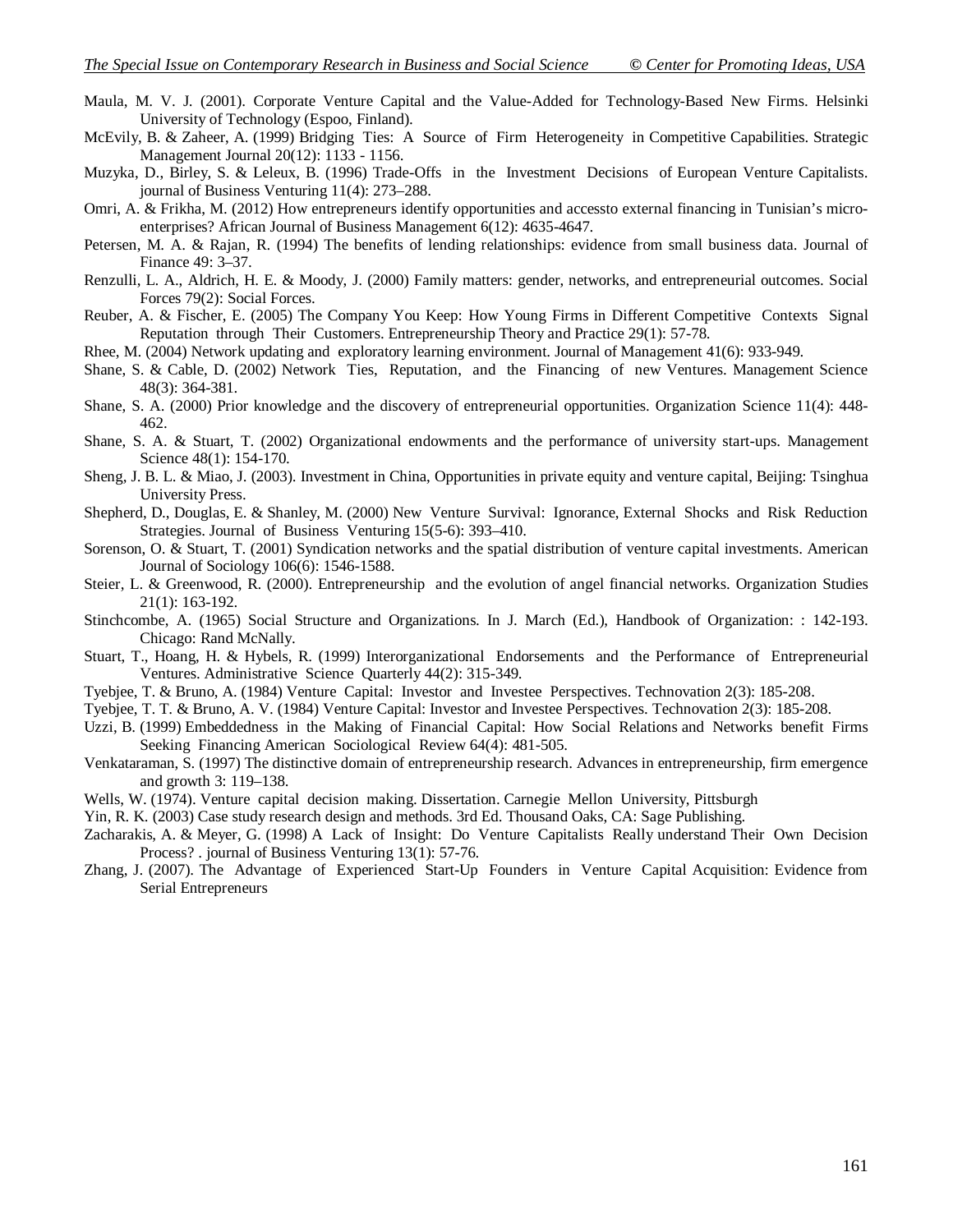Maula, M. V. J. (2001). Corporate Venture Capital and the Value-Added for Technology-Based New Firms. Helsinki University of Technology (Espoo, Finland).

McEvily, B. & Zaheer, A. (1999) Bridging Ties: A Source of Firm Heterogeneity in Competitive Capabilities. Strategic Management Journal 20(12): 1133 - 1156.

Muzyka, D., Birley, S. & Leleux, B. (1996) Trade-Offs in the Investment Decisions of European Venture Capitalists. journal of Business Venturing 11(4): 273–288.

Omri, A. & Frikha, M. (2012) How entrepreneurs identify opportunities and accessto external financing in Tunisian's micro-enterprises? African Journal of Business Management 6(12): 4635-4647.

Petersen, M. A. & Rajan, R. (1994) The benefits of lending relationships: evidence from small business data. Journal of Finance 49: 3–37.

Renzulli, L. A., Aldrich, H. E. & Moody, J. (2000) Family matters: gender, networks, and entrepreneurial outcomes. Social Forces 79(2): Social Forces.

Reuber, A. & Fischer, E. (2005) The Company You Keep: How Young Firms in Different Competitive Contexts Signal Reputation through Their Customers. Entrepreneurship Theory and Practice 29(1): 57-78.

Rhee, M. (2004) Network updating and exploratory learning environment. Journal of Management 41(6): 933-949.

Shane, S. & Cable, D. (2002) Network Ties, Reputation, and the Financing of new Ventures. Management Science 48(3): 364-381.

Shane, S. A. (2000) Prior knowledge and the discovery of entrepreneurial opportunities. Organization Science 11(4): 448-462.

Shane, S. A. & Stuart, T. (2002) Organizational endowments and the performance of university start-ups. Management Science 48(1): 154-170.

Sheng, J. B. L. & Miao, J. (2003). Investment in China, Opportunities in private equity and venture capital, Beijing: Tsinghua University Press.

Shepherd, D., Douglas, E. & Shanley, M. (2000) New Venture Survival: Ignorance, External Shocks and Risk Reduction Strategies. Journal of Business Venturing 15(5-6): 393–410.

Sorenson, O. & Stuart, T. (2001) Syndication networks and the spatial distribution of venture capital investments. American Journal of Sociology 106(6): 1546-1588.

Steier, L. & Greenwood, R. (2000). Entrepreneurship and the evolution of angel financial networks. Organization Studies 21(1): 163-192.

Stinchcombe, A. (1965) Social Structure and Organizations. In J. March (Ed.), Handbook of Organization: : 142-193. Chicago: Rand McNally.

Stuart, T., Hoang, H. & Hybels, R. (1999) Interorganizational Endorsements and the Performance of Entrepreneurial Ventures. Administrative Science Quarterly 44(2): 315-349.

Tyebjee, T. & Bruno, A. (1984) Venture Capital: Investor and Investee Perspectives. Technovation 2(3): 185-208.

Tyebjee, T. T. & Bruno, A. V. (1984) Venture Capital: Investor and Investee Perspectives. Technovation 2(3): 185-208.

Uzzi, B. (1999) Embeddedness in the Making of Financial Capital: How Social Relations and Networks benefit Firms Seeking Financing American Sociological Review 64(4): 481-505.

Venkataraman, S. (1997) The distinctive domain of entrepreneurship research. Advances in entrepreneurship, firm emergence and growth 3: 119–138.

Wells, W. (1974). Venture capital decision making. Dissertation. Carnegie Mellon University, Pittsburgh

Yin, R. K. (2003) Case study research design and methods. 3rd Ed. Thousand Oaks, CA: Sage Publishing.

Zacharakis, A. & Meyer, G. (1998) A Lack of Insight: Do Venture Capitalists Really understand Their Own Decision Process? . journal of Business Venturing 13(1): 57-76.

Zhang, J. (2007). The Advantage of Experienced Start-Up Founders in Venture Capital Acquisition: Evidence from Serial Entrepreneurs